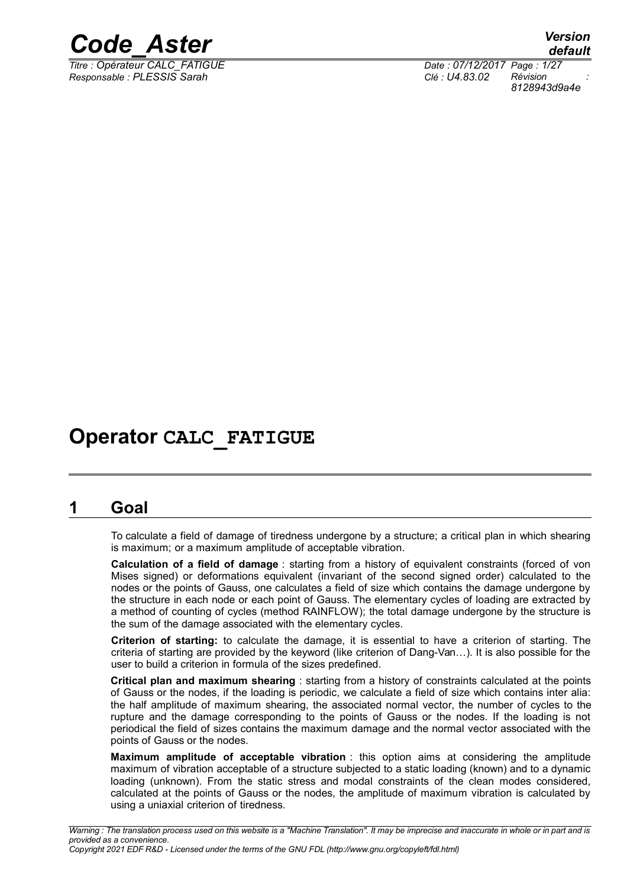# Operator CALC_FATIGUE

## 1 Goal

To calculate a field of damage of tiredness undergone by a structure; a critical plan in which shearing is maximum; or a maximum amplitude of acceptable vibration.

**Calculation of a field of damage** : starting from a history of equivalent constraints (forced of von Mises signed) or deformations equivalent (invariant of the second signed order) calculated to the nodes or the points of Gauss, one calculates a field of size which contains the damage undergone by the structure in each node or each point of Gauss. The elementary cycles of loading are extracted by a method of counting of cycles (method RAINFLOW); the total damage undergone by the structure is the sum of the damage associated with the elementary cycles.

**Criterion of starting:** to calculate the damage, it is essential to have a criterion of starting. The criteria of starting are provided by the keyword (like criterion of Dang-Van…). It is also possible for the user to build a criterion in formula of the sizes predefined.

**Critical plan and maximum shearing** : starting from a history of constraints calculated at the points of Gauss or the nodes, if the loading is periodic, we calculate a field of size which contains inter alia: the half amplitude of maximum shearing, the associated normal vector, the number of cycles to the rupture and the damage corresponding to the points of Gauss or the nodes. If the loading is not periodical the field of sizes contains the maximum damage and the normal vector associated with the points of Gauss or the nodes.

**Maximum amplitude of acceptable vibration** : this option aims at considering the amplitude maximum of vibration acceptable of a structure subjected to a static loading (known) and to a dynamic loading (unknown). From the static stress and modal constraints of the clean modes considered, calculated at the points of Gauss or the nodes, the amplitude of maximum vibration is calculated by using a uniaxial criterion of tiredness.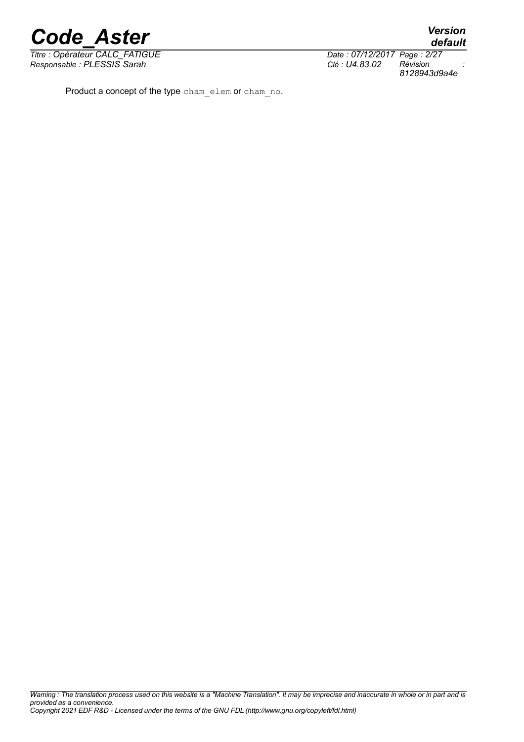Product a concept of the type `cham_elem` or `cham_no`.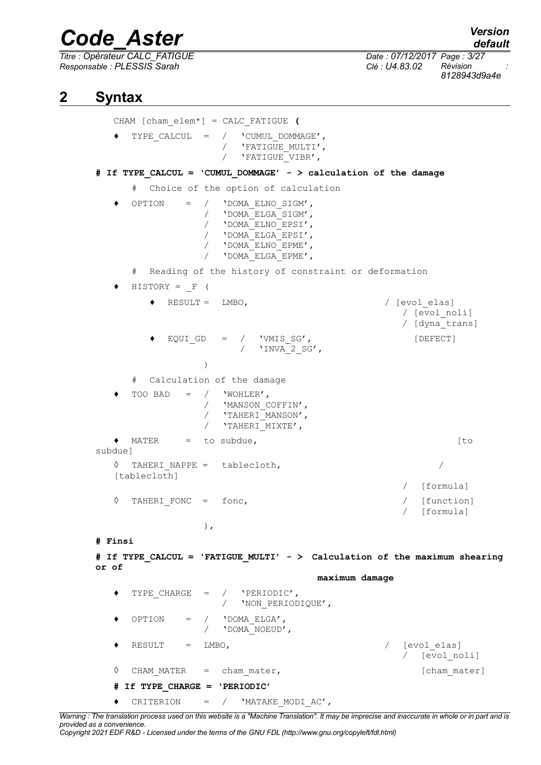# 2 Syntax

```
CHAM [cham_elem*] = CALC_FATIGUE (

♦  TYPE_CALCUL  =  /  'CUMUL_DOMMAGE',
                   /  'FATIGUE_MULTI',
                   /  'FATIGUE_VIBR',

# If TYPE_CALCUL = 'CUMUL_DOMMAGE' - > calculation of the damage

   #  Choice of the option of calculation

♦  OPTION    =  /  'DOMA_ELNO_SIGM',
                /  'DOMA_ELGA_SIGM',
                /  'DOMA_ELNO_EPSI',
                /  'DOMA_ELGA_EPSI',
                /  'DOMA_ELNO_EPME',
                /  'DOMA_ELGA_EPME',

   #  Reading of the history of constraint or deformation

♦  HISTORY = _F (

      ♦  RESULT =  LMBO,                          / [evol_elas]
                                                   / [evol_noli]
                                                   / [dyna_trans]

      ♦  EQUI_GD   =  /  'VMIS_SG',                  [DEFECT]
                      /  'INVA_2_SG',

                )

   #  Calculation of the damage

♦  TOO BAD   =  /  'WOHLER',
                /  'MANSON_COFFIN',
                /  'TAHERI_MANSON',
                /  'TAHERI_MIXTE',

♦  MATER     =  to subdue,                                  [to subdue]

◊  TAHERI_NAPPE =  tablecloth,                           / [tablecloth]
                                                         / [formula]
◊  TAHERI_FONC  =  fonc,                                 / [function]
                                                         / [formula]
                ),

# Finsi

# If TYPE_CALCUL = 'FATIGUE_MULTI' - >  Calculation of the maximum shearing or of
                                        maximum damage

♦  TYPE_CHARGE  =  /  'PERIODIC',
                   /  'NON_PERIODIQUE',

♦  OPTION    =  /  'DOMA_ELGA',
                /  'DOMA_NOEUD',

♦  RESULT    =  LMBO,                          /  [evol_elas]
                                               /  [evol_noli]

◊  CHAM_MATER   =  cham_mater,                     [cham_mater]

# If TYPE_CHARGE = 'PERIODIC'

♦  CRITERION    =  /  'MATAKE_MODI_AC',
```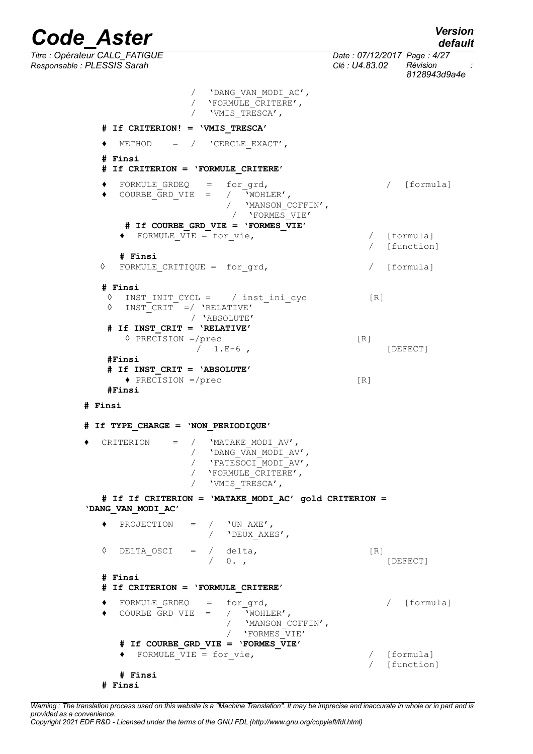```
                    /  'DANG_VAN_MODI_AC',
                    /  'FORMULE_CRITERE',
                    /  'VMIS_TRESCA',

      # If CRITERION! = 'VMIS_TRESCA'

      ♦  METHOD    =  /  'CERCLE_EXACT',

      # Finsi
      # If CRITERION = 'FORMULE_CRITERE'

      ♦  FORMULE_GRDEQ   =  for_grd,                          /  [formula]
      ♦  COURBE_GRD_VIE  =  /  'WOHLER',
                            /  'MANSON_COFFIN',
                            /  'FORMES_VIE'
         # If COURBE_GRD_VIE = 'FORMES_VIE'
         ♦  FORMULE_VIE = for_vie,                         /  [formula]
                                                           /  [function]
         # Finsi
      ◊  FORMULE_CRITIQUE =  for_grd,                      /  [formula]

      # Finsi
       ◊  INST_INIT_CYCL =   / inst_ini_cyc            [R]
       ◊  INST_CRIT   =/ 'RELATIVE'
                       / 'ABSOLUTE'
       # If INST_CRIT = 'RELATIVE'
          ◊ PRECISION =/prec                         [R]
                       /  1.E-6 ,                          [DEFECT]
       #Finsi
       # If INST_CRIT = 'ABSOLUTE'
          ♦ PRECISION =/prec                         [R]
       #Finsi

   # Finsi

   # If TYPE_CHARGE = 'NON_PERIODIQUE'

   ♦  CRITERION    =  /  'MATAKE_MODI_AV',
                      /  'DANG_VAN_MODI_AV',
                      /  'FATESOCI_MODI_AV',
                      /  'FORMULE_CRITERE',
                      /  'VMIS_TRESCA',

      # If If CRITERION = 'MATAKE_MODI_AC' gold CRITERION =
   'DANG_VAN_MODI_AC'

      ♦  PROJECTION   =  /  'UN_AXE',
                         /  'DEUX_AXES',

      ◊  DELTA_OSCI   =  /  delta,                        [R]
                         /  0. ,                               [DEFECT]

      # Finsi
      # If CRITERION = 'FORMULE_CRITERE'

      ♦  FORMULE_GRDEQ   =  for_grd,                          /  [formula]
      ♦  COURBE_GRD_VIE  =  /  'WOHLER',
                            /  'MANSON_COFFIN',
                            /  'FORMES_VIE'
         # If COURBE_GRD_VIE = 'FORMES_VIE'
         ♦  FORMULE_VIE = for_vie,                         /  [formula]
                                                           /  [function]
         # Finsi
      # Finsi
```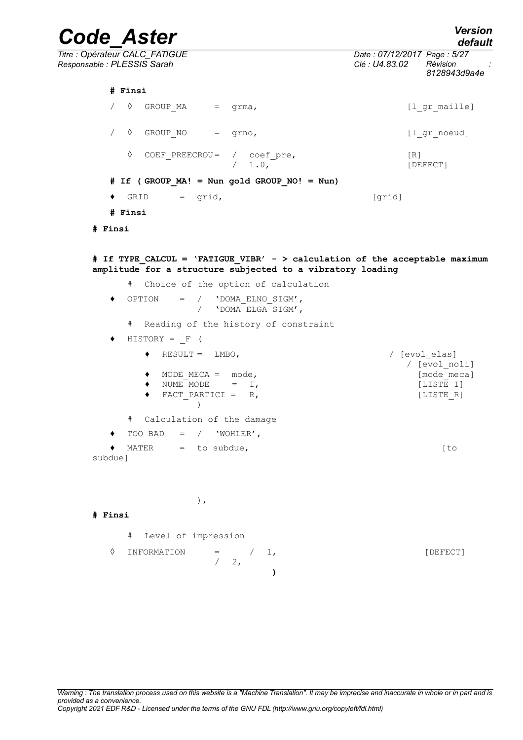```
      # Finsi

      /  ◊  GROUP_MA       =  grma,                               [l_gr_maille]

      /  ◊  GROUP_NO       =  grno,                               [l_gr_noeud]

         ◊  COEF_PREECROU=  /  coef_pre,                          [R]
                            /  1.0,                               [DEFECT]

      # If ( GROUP_MA! = Nun gold GROUP_NO! = Nun)

      ♦  GRID        =  grid,                                     [grid]

      # Finsi

   # Finsi


   # If TYPE_CALCUL = 'FATIGUE_VIBR' - > calculation of the acceptable maximum
   amplitude for a structure subjected to a vibratory loading

         #  Choice of the option of calculation

      ♦  OPTION     =  /  'DOMA_ELNO_SIGM',
                       /  'DOMA_ELGA_SIGM',

         #  Reading of the history of constraint

      ♦  HISTORY = _F (

            ♦  RESULT =  LMBO,                                  / [evol_elas]
                                                                  / [evol_noli]
            ♦  MODE_MECA =  mode,                                   [mode_meca]
            ♦  NUME_MODE    =  I,                                   [LISTE_I]
            ♦  FACT_PARTICI =  R,                                   [LISTE_R]
                        )

         #  Calculation of the damage

      ♦  TOO BAD    =  /  'WOHLER',

      ♦  MATER      =  to subdue,                                          [to
   subdue]



                     ),

   # Finsi

         #  Level of impression

      ◊  INFORMATION      =     /  1,                                    [DEFECT]
                             /  2,
                                      )
```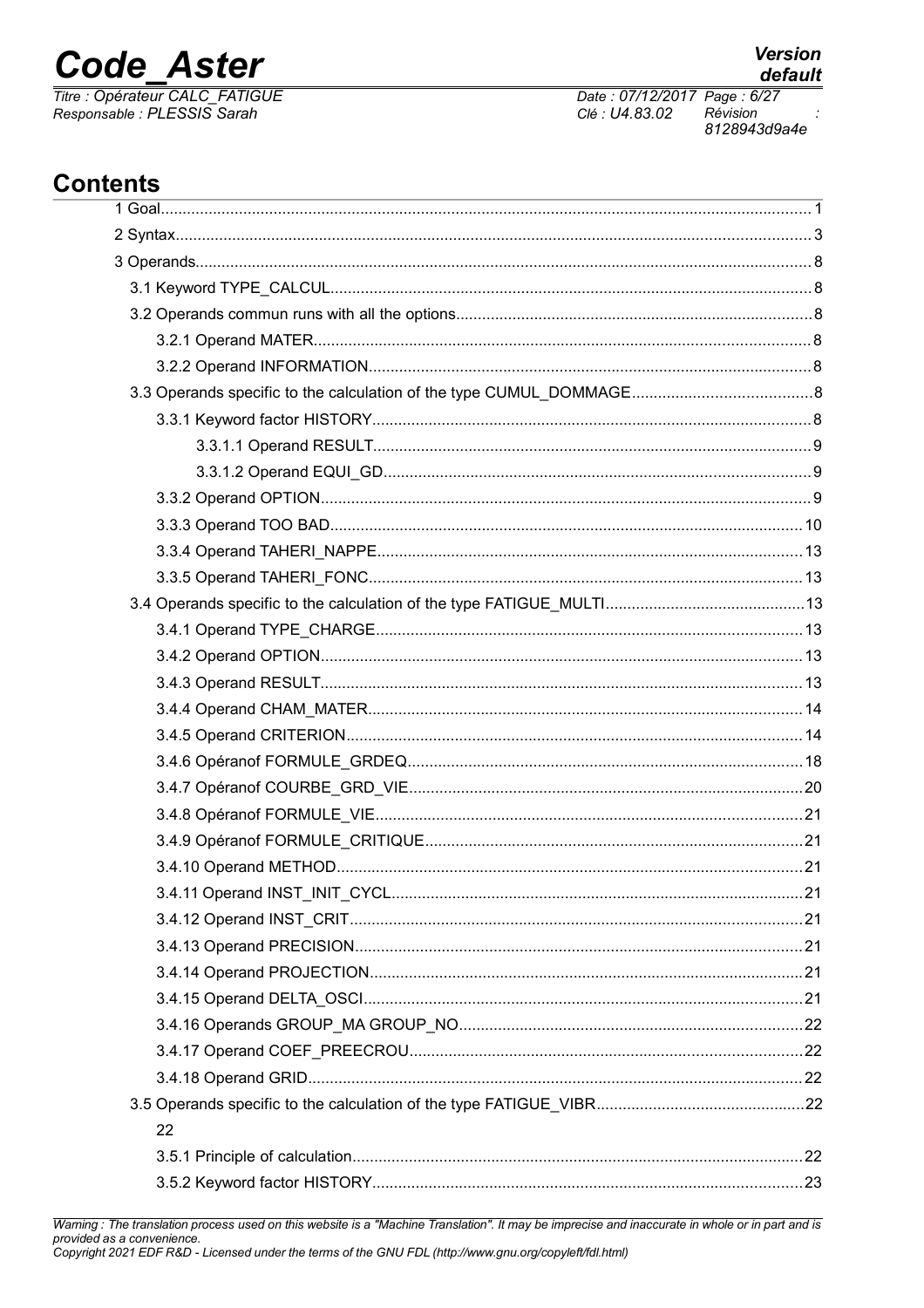# Contents

1 Goal .......... 1

2 Syntax .......... 3

3 Operands .......... 8

- 3.1 Keyword TYPE_CALCUL .......... 8
- 3.2 Operands commun runs with all the options .......... 8
  - 3.2.1 Operand MATER .......... 8
  - 3.2.2 Operand INFORMATION .......... 8
- 3.3 Operands specific to the calculation of the type CUMUL_DOMMAGE .......... 8
  - 3.3.1 Keyword factor HISTORY .......... 8
    - 3.3.1.1 Operand RESULT .......... 9
    - 3.3.1.2 Operand EQUI_GD .......... 9
  - 3.3.2 Operand OPTION .......... 9
  - 3.3.3 Operand TOO BAD .......... 10
  - 3.3.4 Operand TAHERI_NAPPE .......... 13
  - 3.3.5 Operand TAHERI_FONC .......... 13
- 3.4 Operands specific to the calculation of the type FATIGUE_MULTI .......... 13
  - 3.4.1 Operand TYPE_CHARGE .......... 13
  - 3.4.2 Operand OPTION .......... 13
  - 3.4.3 Operand RESULT .......... 13
  - 3.4.4 Operand CHAM_MATER .......... 14
  - 3.4.5 Operand CRITERION .......... 14
  - 3.4.6 Opéranof FORMULE_GRDEQ .......... 18
  - 3.4.7 Opéranof COURBE_GRD_VIE .......... 20
  - 3.4.8 Opéranof FORMULE_VIE .......... 21
  - 3.4.9 Opéranof FORMULE_CRITIQUE .......... 21
  - 3.4.10 Operand METHOD .......... 21
  - 3.4.11 Operand INST_INIT_CYCL .......... 21
  - 3.4.12 Operand INST_CRIT .......... 21
  - 3.4.13 Operand PRECISION .......... 21
  - 3.4.14 Operand PROJECTION .......... 21
  - 3.4.15 Operand DELTA_OSCI .......... 21
  - 3.4.16 Operands GROUP_MA GROUP_NO .......... 22
  - 3.4.17 Operand COEF_PREECROU .......... 22
  - 3.4.18 Operand GRID .......... 22
- 3.5 Operands specific to the calculation of the type FATIGUE_VIBR .......... 22
  - 22
  - 3.5.1 Principle of calculation .......... 22
  - 3.5.2 Keyword factor HISTORY .......... 23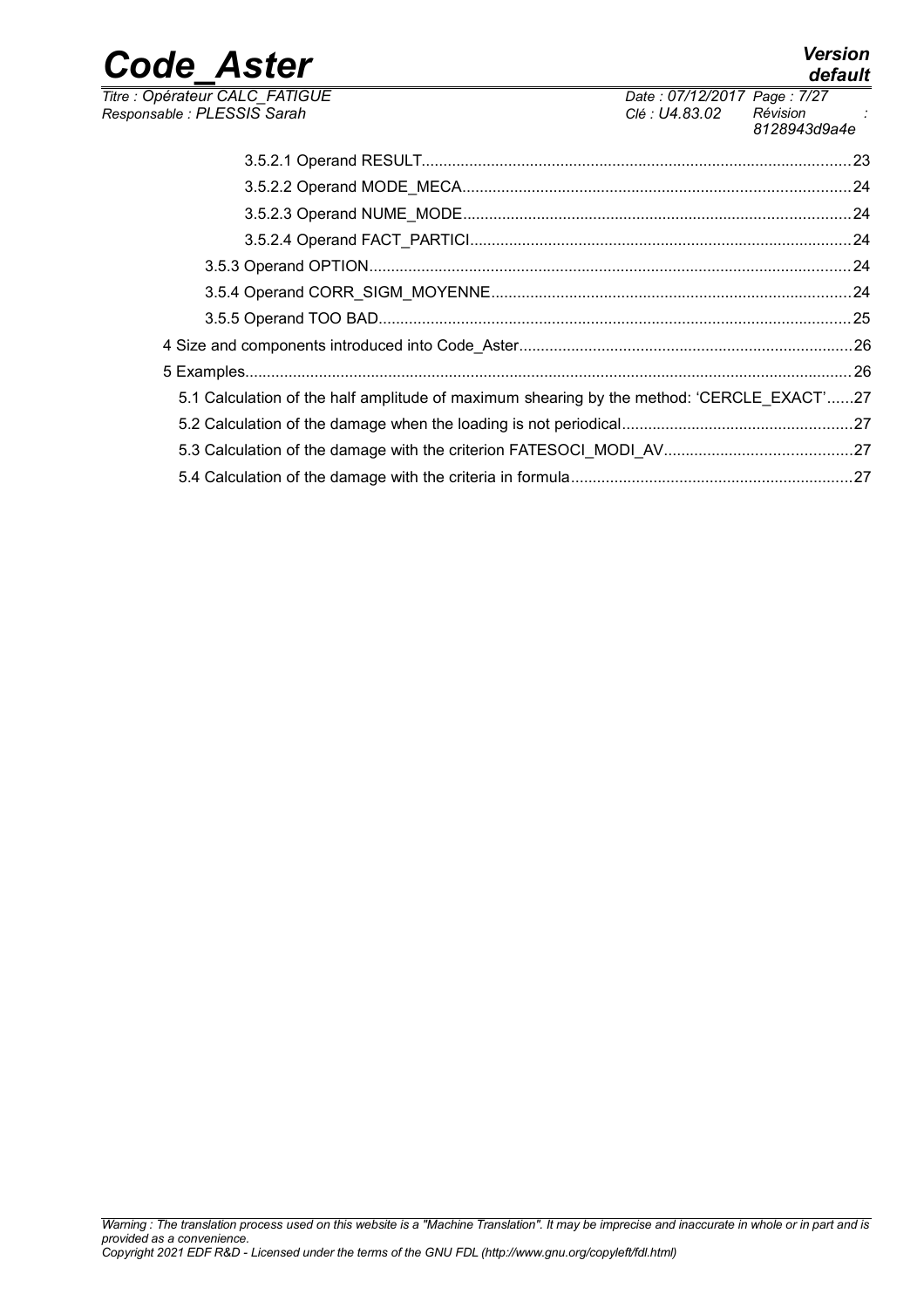3.5.2.1 Operand RESULT.....23

3.5.2.2 Operand MODE_MECA.....24

3.5.2.3 Operand NUME_MODE.....24

3.5.2.4 Operand FACT_PARTICI.....24

3.5.3 Operand OPTION.....24

3.5.4 Operand CORR_SIGM_MOYENNE.....24

3.5.5 Operand TOO BAD.....25

4 Size and components introduced into Code_Aster.....26

5 Examples.....26

5.1 Calculation of the half amplitude of maximum shearing by the method: 'CERCLE_EXACT'.....27

5.2 Calculation of the damage when the loading is not periodical.....27

5.3 Calculation of the damage with the criterion FATESOCI_MODI_AV.....27

5.4 Calculation of the damage with the criteria in formula.....27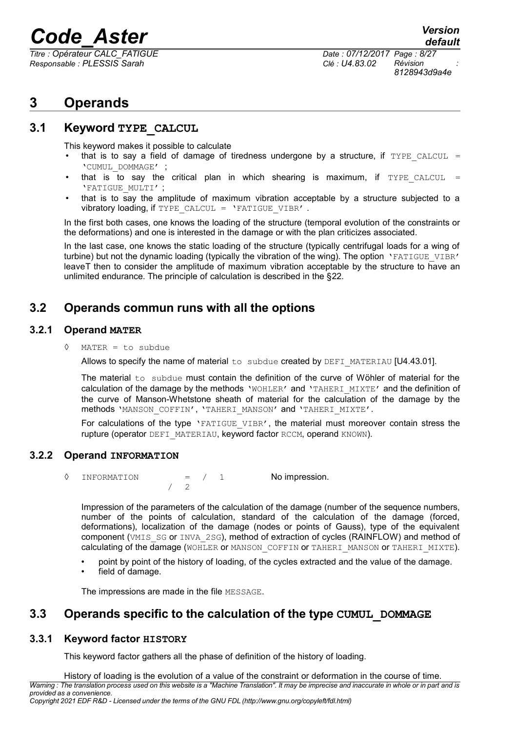# 3 Operands

## 3.1 Keyword TYPE_CALCUL

This keyword makes it possible to calculate

- that is to say a field of damage of tiredness undergone by a structure, if `TYPE_CALCUL = 'CUMUL_DOMMAGE'` ;
- that is to say the critical plan in which shearing is maximum, if `TYPE_CALCUL = 'FATIGUE_MULTI'` ;
- that is to say the amplitude of maximum vibration acceptable by a structure subjected to a vibratory loading, if `TYPE_CALCUL = 'FATIGUE_VIBR'` .

In the first both cases, one knows the loading of the structure (temporal evolution of the constraints or the deformations) and one is interested in the damage or with the plan criticizes associated.

In the last case, one knows the static loading of the structure (typically centrifugal loads for a wing of turbine) but not the dynamic loading (typically the vibration of the wing). The option `'FATIGUE_VIBR'` leaveT then to consider the amplitude of maximum vibration acceptable by the structure to have an unlimited endurance. The principle of calculation is described in the §22.

## 3.2 Operands commun runs with all the options

### 3.2.1 Operand MATER

◊ `MATER = to subdue`

Allows to specify the name of material `to subdue` created by `DEFI_MATERIAU` [U4.43.01].

The material `to subdue` must contain the definition of the curve of Wöhler of material for the calculation of the damage by the methods `'WOHLER'` and `'TAHERI_MIXTE'` and the definition of the curve of Manson-Whetstone sheath of material for the calculation of the damage by the methods `'MANSON_COFFIN'`, `'TAHERI_MANSON'` and `'TAHERI_MIXTE'`.

For calculations of the type `'FATIGUE_VIBR'`, the material must moreover contain stress the rupture (operator `DEFI_MATERIAU`, keyword factor `RCCM`, operand `KNOWN`).

### 3.2.2 Operand INFORMATION

◊ `INFORMATION = / 1` No impression.
`/ 2`

Impression of the parameters of the calculation of the damage (number of the sequence numbers, number of the points of calculation, standard of the calculation of the damage (forced, deformations), localization of the damage (nodes or points of Gauss), type of the equivalent component (`VMIS_SG` or `INVA_2SG`), method of extraction of cycles (RAINFLOW) and method of calculating of the damage (`WOHLER` or `MANSON_COFFIN` or `TAHERI_MANSON` or `TAHERI_MIXTE`).

- point by point of the history of loading, of the cycles extracted and the value of the damage.
- field of damage.

The impressions are made in the file `MESSAGE`.

## 3.3 Operands specific to the calculation of the type CUMUL_DOMMAGE

### 3.3.1 Keyword factor HISTORY

This keyword factor gathers all the phase of definition of the history of loading.

History of loading is the evolution of a value of the constraint or deformation in the course of time.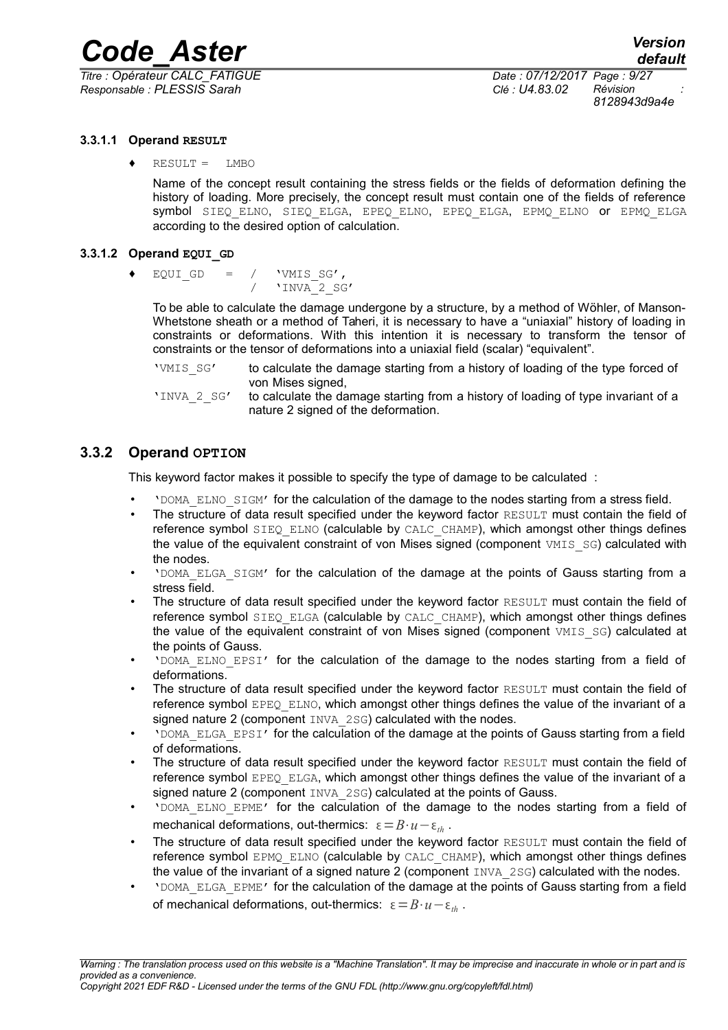#### 3.3.1.1 Operand RESULT

♦ RESULT = LMBO

Name of the concept result containing the stress fields or the fields of deformation defining the history of loading. More precisely, the concept result must contain one of the fields of reference symbol SIEQ_ELNO, SIEQ_ELGA, EPEQ_ELNO, EPEQ_ELGA, EPMQ_ELNO or EPMQ_ELGA according to the desired option of calculation.

#### 3.3.1.2 Operand EQUI_GD

♦ EQUI_GD = / 'VMIS_SG',
/ 'INVA_2_SG'

To be able to calculate the damage undergone by a structure, by a method of Wöhler, of Manson-Whetstone sheath or a method of Taheri, it is necessary to have a "uniaxial" history of loading in constraints or deformations. With this intention it is necessary to transform the tensor of constraints or the tensor of deformations into a uniaxial field (scalar) "equivalent".

'VMIS_SG' to calculate the damage starting from a history of loading of the type forced of von Mises signed,
'INVA_2_SG' to calculate the damage starting from a history of loading of type invariant of a nature 2 signed of the deformation.

### 3.3.2 Operand OPTION

This keyword factor makes it possible to specify the type of damage to be calculated :

- 'DOMA_ELNO_SIGM' for the calculation of the damage to the nodes starting from a stress field.
- The structure of data result specified under the keyword factor RESULT must contain the field of reference symbol SIEQ_ELNO (calculable by CALC_CHAMP), which amongst other things defines the value of the equivalent constraint of von Mises signed (component VMIS_SG) calculated with the nodes.
- 'DOMA_ELGA_SIGM' for the calculation of the damage at the points of Gauss starting from a stress field.
- The structure of data result specified under the keyword factor RESULT must contain the field of reference symbol SIEQ_ELGA (calculable by CALC_CHAMP), which amongst other things defines the value of the equivalent constraint of von Mises signed (component VMIS_SG) calculated at the points of Gauss.
- 'DOMA_ELNO_EPSI' for the calculation of the damage to the nodes starting from a field of deformations.
- The structure of data result specified under the keyword factor RESULT must contain the field of reference symbol EPEQ_ELNO, which amongst other things defines the value of the invariant of a signed nature 2 (component INVA_2SG) calculated with the nodes.
- 'DOMA_ELGA_EPSI' for the calculation of the damage at the points of Gauss starting from a field of deformations.
- The structure of data result specified under the keyword factor RESULT must contain the field of reference symbol EPEQ_ELGA, which amongst other things defines the value of the invariant of a signed nature 2 (component INVA_2SG) calculated at the points of Gauss.
- 'DOMA_ELNO_EPME' for the calculation of the damage to the nodes starting from a field of mechanical deformations, out-thermics: $\varepsilon = B \cdot u - \varepsilon_{th}$ .
- The structure of data result specified under the keyword factor RESULT must contain the field of reference symbol EPMQ_ELNO (calculable by CALC_CHAMP), which amongst other things defines the value of the invariant of a signed nature 2 (component INVA_2SG) calculated with the nodes.
- 'DOMA_ELGA_EPME' for the calculation of the damage at the points of Gauss starting from a field of mechanical deformations, out-thermics: $\varepsilon = B \cdot u - \varepsilon_{th}$ .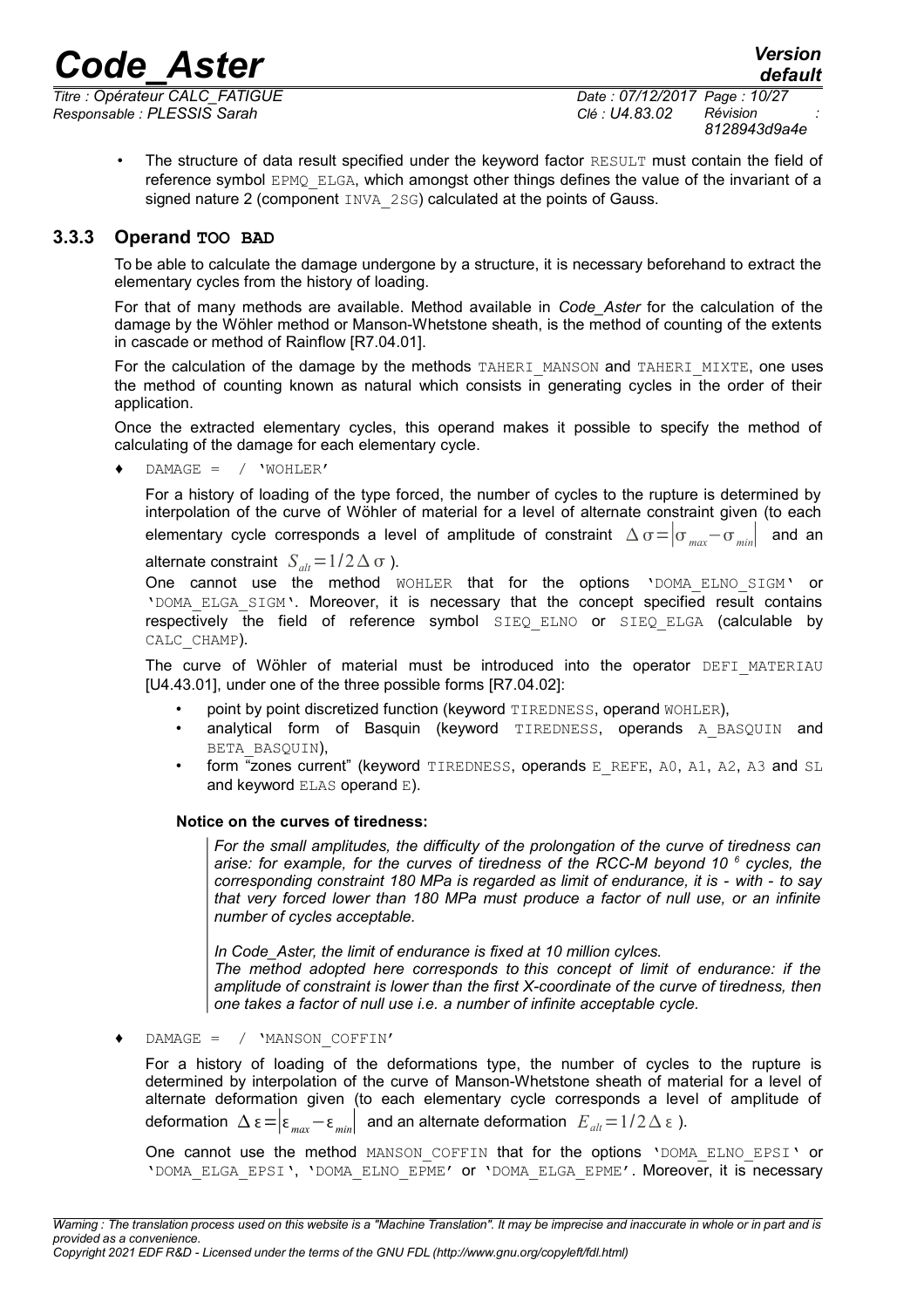- The structure of data result specified under the keyword factor RESULT must contain the field of reference symbol EPMQ_ELGA, which amongst other things defines the value of the invariant of a signed nature 2 (component INVA_2SG) calculated at the points of Gauss.

### 3.3.3 Operand TOO BAD

To be able to calculate the damage undergone by a structure, it is necessary beforehand to extract the elementary cycles from the history of loading.

For that of many methods are available. Method available in *Code_Aster* for the calculation of the damage by the Wöhler method or Manson-Whetstone sheath, is the method of counting of the extents in cascade or method of Rainflow [R7.04.01].

For the calculation of the damage by the methods TAHERI_MANSON and TAHERI_MIXTE, one uses the method of counting known as natural which consists in generating cycles in the order of their application.

Once the extracted elementary cycles, this operand makes it possible to specify the method of calculating of the damage for each elementary cycle.

♦ DAMAGE = / 'WOHLER'

For a history of loading of the type forced, the number of cycles to the rupture is determined by interpolation of the curve of Wöhler of material for a level of alternate constraint given (to each elementary cycle corresponds a level of amplitude of constraint $\Delta\sigma=|\sigma_{max}-\sigma_{min}|$ and an alternate constraint $S_{alt}=1/2\,\Delta\sigma$ ).

One cannot use the method WOHLER that for the options 'DOMA_ELNO_SIGM' or 'DOMA_ELGA_SIGM'. Moreover, it is necessary that the concept specified result contains respectively the field of reference symbol SIEQ_ELNO or SIEQ_ELGA (calculable by CALC_CHAMP).

The curve of Wöhler of material must be introduced into the operator DEFI_MATERIAU [U4.43.01], under one of the three possible forms [R7.04.02]:

- point by point discretized function (keyword TIREDNESS, operand WOHLER),
- analytical form of Basquin (keyword TIREDNESS, operands A_BASQUIN and BETA_BASQUIN),
- form "zones current" (keyword TIREDNESS, operands E_REFE, A0, A1, A2, A3 and SL and keyword ELAS operand E).

**Notice on the curves of tiredness:**

*For the small amplitudes, the difficulty of the prolongation of the curve of tiredness can arise: for example, for the curves of tiredness of the RCC-M beyond 10 $^{6}$ cycles, the corresponding constraint 180 MPa is regarded as limit of endurance, it is - with - to say that very forced lower than 180 MPa must produce a factor of null use, or an infinite number of cycles acceptable.*

*In Code_Aster, the limit of endurance is fixed at 10 million cylces.*
*The method adopted here corresponds to this concept of limit of endurance: if the amplitude of constraint is lower than the first X-coordinate of the curve of tiredness, then one takes a factor of null use i.e. a number of infinite acceptable cycle.*

♦ DAMAGE = / 'MANSON_COFFIN'

For a history of loading of the deformations type, the number of cycles to the rupture is determined by interpolation of the curve of Manson-Whetstone sheath of material for a level of alternate deformation given (to each elementary cycle corresponds a level of amplitude of deformation $\Delta\varepsilon=|\varepsilon_{max}-\varepsilon_{min}|$ and an alternate deformation $E_{alt}=1/2\,\Delta\varepsilon$ ).

One cannot use the method MANSON_COFFIN that for the options 'DOMA_ELNO_EPSI' or 'DOMA_ELGA_EPSI', 'DOMA_ELNO_EPME' or 'DOMA_ELGA_EPME'. Moreover, it is necessary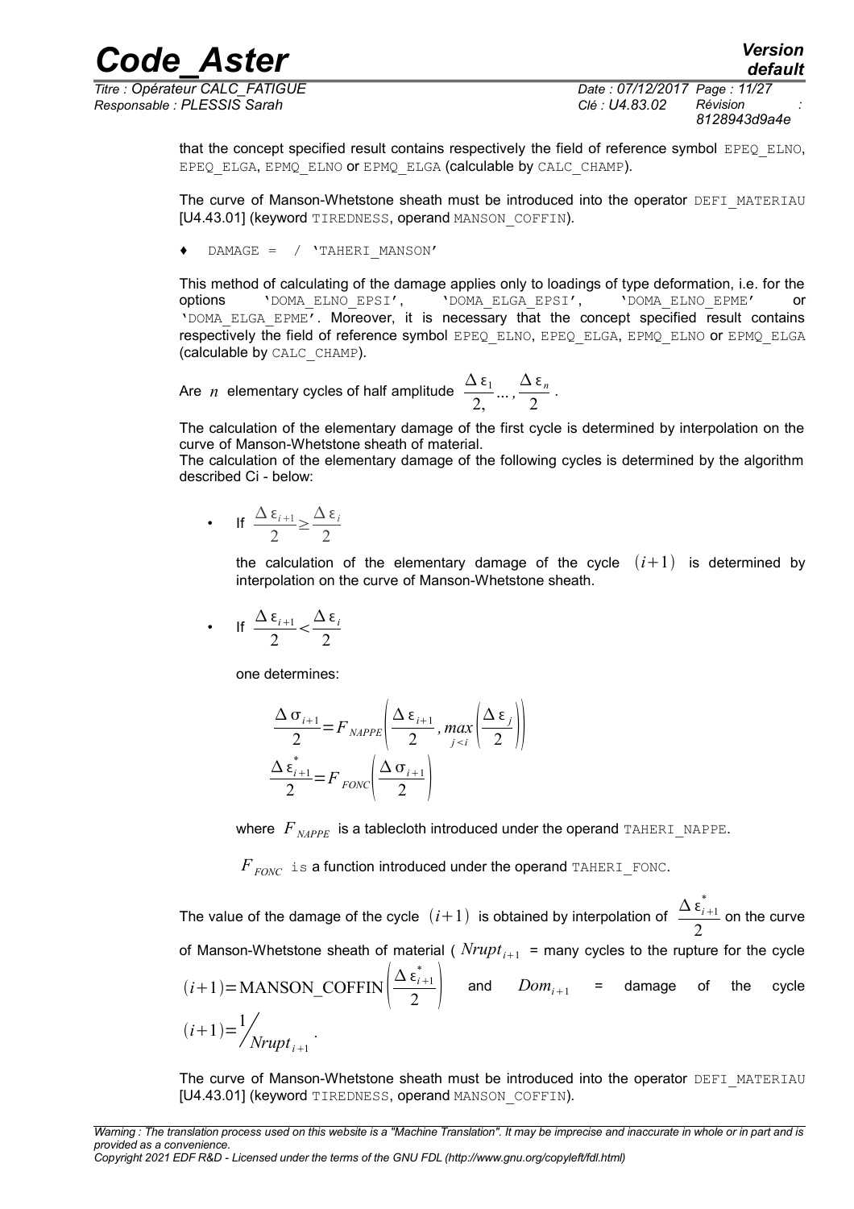that the concept specified result contains respectively the field of reference symbol EPEQ_ELNO, EPEQ_ELGA, EPMQ_ELNO or EPMQ_ELGA (calculable by CALC_CHAMP).

The curve of Manson-Whetstone sheath must be introduced into the operator DEFI_MATERIAU [U4.43.01] (keyword TIREDNESS, operand MANSON_COFFIN).

♦ DAMAGE = / 'TAHERI_MANSON'

This method of calculating of the damage applies only to loadings of type deformation, i.e. for the options 'DOMA_ELNO_EPSI', 'DOMA_ELGA_EPSI', 'DOMA_ELNO_EPME' or 'DOMA_ELGA_EPME'. Moreover, it is necessary that the concept specified result contains respectively the field of reference symbol EPEQ_ELNO, EPEQ_ELGA, EPMQ_ELNO or EPMQ_ELGA (calculable by CALC_CHAMP).

Are $n$ elementary cycles of half amplitude $\frac{\Delta\varepsilon_1}{2,}...,\frac{\Delta\varepsilon_n}{2}$.

The calculation of the elementary damage of the first cycle is determined by interpolation on the curve of Manson-Whetstone sheath of material.
The calculation of the elementary damage of the following cycles is determined by the algorithm described Ci - below:

- If $\frac{\Delta\varepsilon_{i+1}}{2}\geq\frac{\Delta\varepsilon_i}{2}$

  the calculation of the elementary damage of the cycle $(i+1)$ is determined by interpolation on the curve of Manson-Whetstone sheath.

- If $\frac{\Delta\varepsilon_{i+1}}{2}<\frac{\Delta\varepsilon_i}{2}$

  one determines:

$$\frac{\Delta\sigma_{i+1}}{2}=F_{NAPPE}\left(\frac{\Delta\varepsilon_{i+1}}{2},\max_{j<i}\left(\frac{\Delta\varepsilon_j}{2}\right)\right)$$

$$\frac{\Delta\varepsilon^*_{i+1}}{2}=F_{FONC}\left(\frac{\Delta\sigma_{i+1}}{2}\right)$$

  where $F_{NAPPE}$ is a tablecloth introduced under the operand TAHERI_NAPPE.

  $F_{FONC}$ is a function introduced under the operand TAHERI_FONC.

The value of the damage of the cycle $(i+1)$ is obtained by interpolation of $\frac{\Delta\varepsilon^*_{i+1}}{2}$ on the curve of Manson-Whetstone sheath of material ( $Nrupt_{i+1}$ = many cycles to the rupture for the cycle $(i+1)=\text{MANSON\_COFFIN}\left(\frac{\Delta\varepsilon^*_{i+1}}{2}\right)$ and $Dom_{i+1}$ = damage of the cycle $(i+1)=1/Nrupt_{i+1}$.

The curve of Manson-Whetstone sheath must be introduced into the operator DEFI_MATERIAU [U4.43.01] (keyword TIREDNESS, operand MANSON_COFFIN).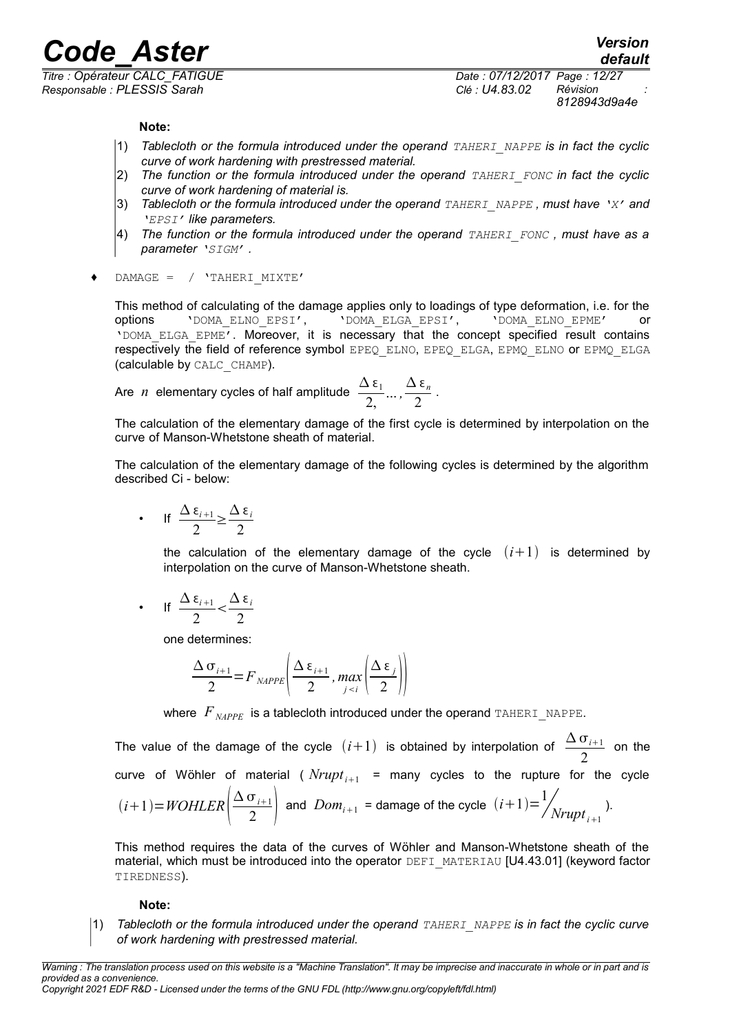**Note:**

1) *Tablecloth or the formula introduced under the operand TAHERI_NAPPE is in fact the cyclic curve of work hardening with prestressed material.*
2) *The function or the formula introduced under the operand TAHERI_FONC in fact the cyclic curve of work hardening of material is.*
3) *Tablecloth or the formula introduced under the operand TAHERI_NAPPE, must have 'X' and 'EPSI' like parameters.*
4) *The function or the formula introduced under the operand TAHERI_FONC, must have as a parameter 'SIGM'.*

♦ DAMAGE = / 'TAHERI_MIXTE'

This method of calculating of the damage applies only to loadings of type deformation, i.e. for the options 'DOMA_ELNO_EPSI', 'DOMA_ELGA_EPSI', 'DOMA_ELNO_EPME' or 'DOMA_ELGA_EPME'. Moreover, it is necessary that the concept specified result contains respectively the field of reference symbol EPEQ_ELNO, EPEQ_ELGA, EPMQ_ELNO or EPMQ_ELGA (calculable by CALC_CHAMP).

Are $n$ elementary cycles of half amplitude $\frac{\Delta \varepsilon_1}{2,} ... , \frac{\Delta \varepsilon_n}{2}$.

The calculation of the elementary damage of the first cycle is determined by interpolation on the curve of Manson-Whetstone sheath of material.

The calculation of the elementary damage of the following cycles is determined by the algorithm described Ci - below:

- If $\frac{\Delta \varepsilon_{i+1}}{2} \geq \frac{\Delta \varepsilon_i}{2}$

  the calculation of the elementary damage of the cycle $(i+1)$ is determined by interpolation on the curve of Manson-Whetstone sheath.

- If $\frac{\Delta \varepsilon_{i+1}}{2} < \frac{\Delta \varepsilon_i}{2}$

  one determines:

  $$\frac{\Delta \sigma_{i+1}}{2} = F_{NAPPE}\left(\frac{\Delta \varepsilon_{i+1}}{2}, \max_{j<i}\left(\frac{\Delta \varepsilon_j}{2}\right)\right)$$

  where $F_{NAPPE}$ is a tablecloth introduced under the operand TAHERI_NAPPE.

The value of the damage of the cycle $(i+1)$ is obtained by interpolation of $\frac{\Delta \sigma_{i+1}}{2}$ on the curve of Wöhler of material ( $Nrupt_{i+1}$ = many cycles to the rupture for the cycle $(i+1) = WOHLER\left(\frac{\Delta \sigma_{i+1}}{2}\right)$ and $Dom_{i+1}$ = damage of the cycle $(i+1) = 1/Nrupt_{i+1}$ ).

This method requires the data of the curves of Wöhler and Manson-Whetstone sheath of the material, which must be introduced into the operator DEFI_MATERIAU [U4.43.01] (keyword factor TIREDNESS).

**Note:**

1) *Tablecloth or the formula introduced under the operand TAHERI_NAPPE is in fact the cyclic curve of work hardening with prestressed material.*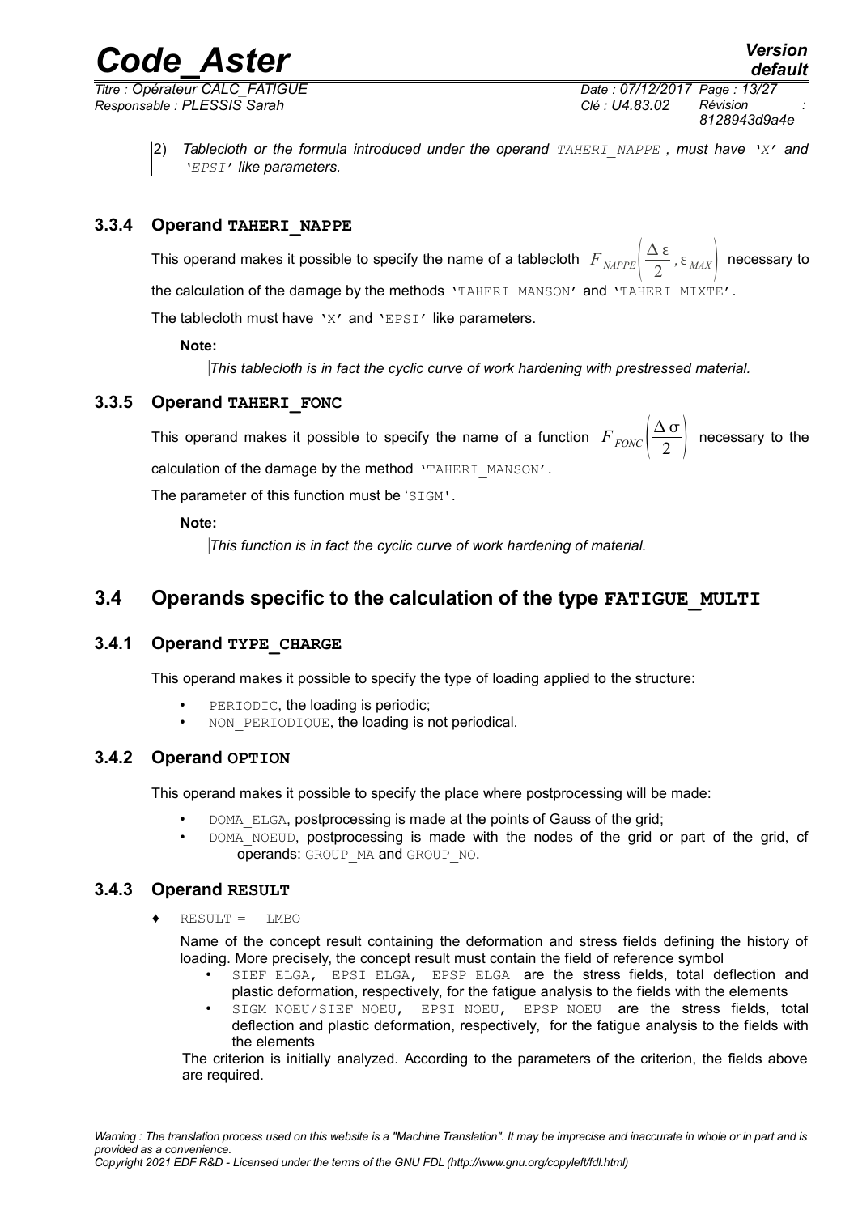2) *Tablecloth or the formula introduced under the operand `TAHERI_NAPPE` , must have `'X'` and `'EPSI'` like parameters.*

### 3.3.4 Operand TAHERI_NAPPE

This operand makes it possible to specify the name of a tablecloth $F_{NAPPE}\left(\frac{\Delta \varepsilon}{2}, \varepsilon_{MAX}\right)$ necessary to the calculation of the damage by the methods 'TAHERI_MANSON' and 'TAHERI_MIXTE'.

The tablecloth must have 'X' and 'EPSI' like parameters.

**Note:**

*This tablecloth is in fact the cyclic curve of work hardening with prestressed material.*

### 3.3.5 Operand TAHERI_FONC

This operand makes it possible to specify the name of a function $F_{FONC}\left(\frac{\Delta \sigma}{2}\right)$ necessary to the calculation of the damage by the method 'TAHERI_MANSON'.

The parameter of this function must be 'SIGM'.

**Note:**

*This function is in fact the cyclic curve of work hardening of material.*

## 3.4 Operands specific to the calculation of the type FATIGUE_MULTI

### 3.4.1 Operand TYPE_CHARGE

This operand makes it possible to specify the type of loading applied to the structure:

- PERIODIC, the loading is periodic;
- NON_PERIODIQUE, the loading is not periodical.

### 3.4.2 Operand OPTION

This operand makes it possible to specify the place where postprocessing will be made:

- DOMA_ELGA, postprocessing is made at the points of Gauss of the grid;
- DOMA_NOEUD, postprocessing is made with the nodes of the grid or part of the grid, cf operands: GROUP_MA and GROUP_NO.

### 3.4.3 Operand RESULT

♦ RESULT = LMBO

Name of the concept result containing the deformation and stress fields defining the history of loading. More precisely, the concept result must contain the field of reference symbol

- SIEF_ELGA, EPSI_ELGA, EPSP_ELGA are the stress fields, total deflection and plastic deformation, respectively, for the fatigue analysis to the fields with the elements
- SIGM_NOEU/SIEF_NOEU, EPSI_NOEU, EPSP_NOEU are the stress fields, total deflection and plastic deformation, respectively, for the fatigue analysis to the fields with the elements

The criterion is initially analyzed. According to the parameters of the criterion, the fields above are required.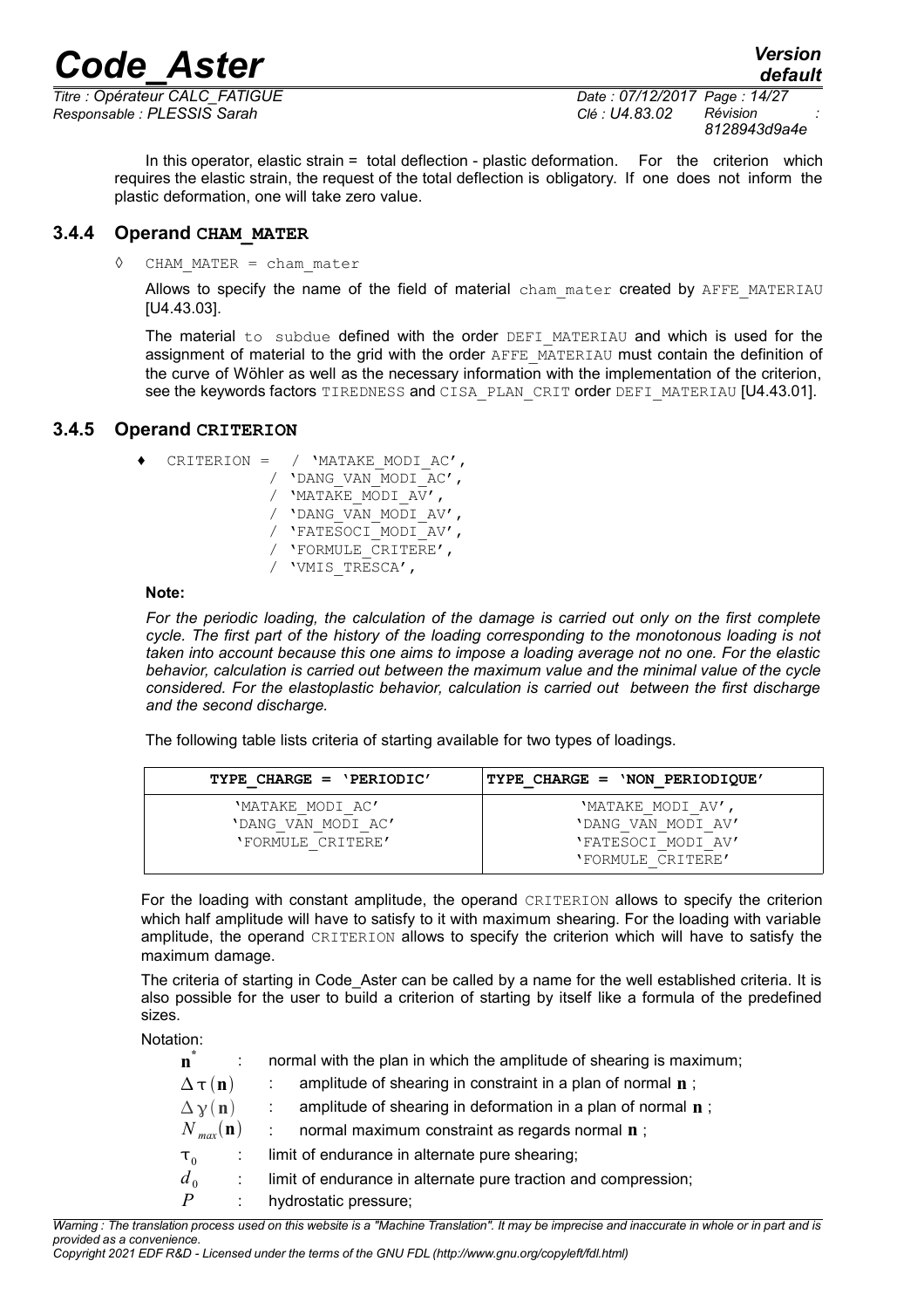In this operator, elastic strain = total deflection - plastic deformation. For the criterion which requires the elastic strain, the request of the total deflection is obligatory. If one does not inform the plastic deformation, one will take zero value.

### 3.4.4 Operand CHAM_MATER

◊ `CHAM_MATER = cham_mater`

Allows to specify the name of the field of material `cham_mater` created by `AFFE_MATERIAU` [U4.43.03].

The material `to subdue` defined with the order `DEFI_MATERIAU` and which is used for the assignment of material to the grid with the order `AFFE_MATERIAU` must contain the definition of the curve of Wöhler as well as the necessary information with the implementation of the criterion, see the keywords factors `TIREDNESS` and `CISA_PLAN_CRIT` order `DEFI_MATERIAU` [U4.43.01].

### 3.4.5 Operand CRITERION

```
♦ CRITERION = / 'MATAKE_MODI_AC',
              / 'DANG_VAN_MODI_AC',
              / 'MATAKE_MODI_AV',
              / 'DANG_VAN_MODI_AV',
              / 'FATESOCI_MODI_AV',
              / 'FORMULE_CRITERE',
              / 'VMIS_TRESCA',
```

**Note:**

*For the periodic loading, the calculation of the damage is carried out only on the first complete cycle. The first part of the history of the loading corresponding to the monotonous loading is not taken into account because this one aims to impose a loading average not no one. For the elastic behavior, calculation is carried out between the maximum value and the minimal value of the cycle considered. For the elastoplastic behavior, calculation is carried out between the first discharge and the second discharge.*

The following table lists criteria of starting available for two types of loadings.

| TYPE_CHARGE = 'PERIODIC' | TYPE_CHARGE = 'NON_PERIODIQUE' |
|---|---|
| 'MATAKE_MODI_AC'<br>'DANG_VAN_MODI_AC'<br>'FORMULE_CRITERE' | 'MATAKE_MODI_AV',<br>'DANG_VAN_MODI_AV'<br>'FATESOCI_MODI_AV'<br>'FORMULE_CRITERE' |

For the loading with constant amplitude, the operand `CRITERION` allows to specify the criterion which half amplitude will have to satisfy to it with maximum shearing. For the loading with variable amplitude, the operand `CRITERION` allows to specify the criterion which will have to satisfy the maximum damage.

The criteria of starting in Code_Aster can be called by a name for the well established criteria. It is also possible for the user to build a criterion of starting by itself like a formula of the predefined sizes.

Notation:

- $\mathbf{n}^*$ : normal with the plan in which the amplitude of shearing is maximum;
- $\Delta\tau(\mathbf{n})$ : amplitude of shearing in constraint in a plan of normal $\mathbf{n}$ ;
- $\Delta\gamma(\mathbf{n})$ : amplitude of shearing in deformation in a plan of normal $\mathbf{n}$ ;
- $N_{max}(\mathbf{n})$ : normal maximum constraint as regards normal $\mathbf{n}$ ;
- $\tau_0$ : limit of endurance in alternate pure shearing;
- $d_0$ : limit of endurance in alternate pure traction and compression;
- $P$ : hydrostatic pressure;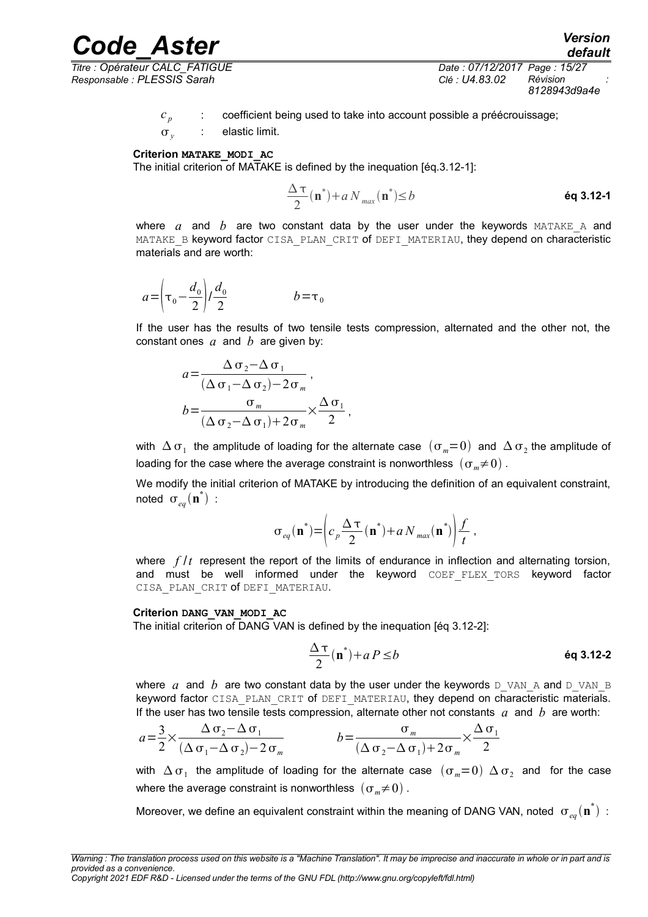$c_p$ : coefficient being used to take into account possible a préécrouissage;

$\sigma_y$ : elastic limit.

**Criterion MATAKE_MODI_AC**

The initial criterion of MATAKE is defined by the inequation [éq.3.12-1]:

$$\frac{\Delta\tau}{2}(\mathbf{n}^*)+a\,N_{max}(\mathbf{n}^*)\leq b \qquad \textbf{éq 3.12-1}$$

where $a$ and $b$ are two constant data by the user under the keywords MATAKE_A and MATAKE_B keyword factor CISA_PLAN_CRIT of DEFI_MATERIAU, they depend on characteristic materials and are worth:

$$a=\left(\tau_0-\frac{d_0}{2}\right)/\frac{d_0}{2} \qquad\qquad b=\tau_0$$

If the user has the results of two tensile tests compression, alternated and the other not, the constant ones $a$ and $b$ are given by:

$$a=\frac{\Delta\sigma_2-\Delta\sigma_1}{(\Delta\sigma_1-\Delta\sigma_2)-2\sigma_m},$$

$$b=\frac{\sigma_m}{(\Delta\sigma_2-\Delta\sigma_1)+2\sigma_m}\times\frac{\Delta\sigma_1}{2},$$

with $\Delta\sigma_1$ the amplitude of loading for the alternate case $(\sigma_m=0)$ and $\Delta\sigma_2$ the amplitude of loading for the case where the average constraint is nonworthless $(\sigma_m\neq 0)$.

We modify the initial criterion of MATAKE by introducing the definition of an equivalent constraint, noted $\sigma_{eq}(\mathbf{n}^*)$ :

$$\sigma_{eq}(\mathbf{n}^*)=\left(c_p\frac{\Delta\tau}{2}(\mathbf{n}^*)+a\,N_{max}(\mathbf{n}^*)\right)\frac{f}{t},$$

where $f/t$ represent the report of the limits of endurance in inflection and alternating torsion, and must be well informed under the keyword COEF_FLEX_TORS keyword factor CISA_PLAN_CRIT of DEFI_MATERIAU.

**Criterion DANG_VAN_MODI_AC**

The initial criterion of DANG VAN is defined by the inequation [éq 3.12-2]:

$$\frac{\Delta\tau}{2}(\mathbf{n}^*)+a\,P\leq b \qquad \textbf{éq 3.12-2}$$

where $a$ and $b$ are two constant data by the user under the keywords D_VAN_A and D_VAN_B keyword factor CISA_PLAN_CRIT of DEFI_MATERIAU, they depend on characteristic materials. If the user has two tensile tests compression, alternate other not constants $a$ and $b$ are worth:

$$a=\frac{3}{2}\times\frac{\Delta\sigma_2-\Delta\sigma_1}{(\Delta\sigma_1-\Delta\sigma_2)-2\sigma_m} \qquad\qquad b=\frac{\sigma_m}{(\Delta\sigma_2-\Delta\sigma_1)+2\sigma_m}\times\frac{\Delta\sigma_1}{2}$$

with $\Delta\sigma_1$ the amplitude of loading for the alternate case $(\sigma_m=0)$ $\Delta\sigma_2$ and for the case where the average constraint is nonworthless $(\sigma_m\neq 0)$.

Moreover, we define an equivalent constraint within the meaning of DANG VAN, noted $\sigma_{eq}(\mathbf{n}^*)$ :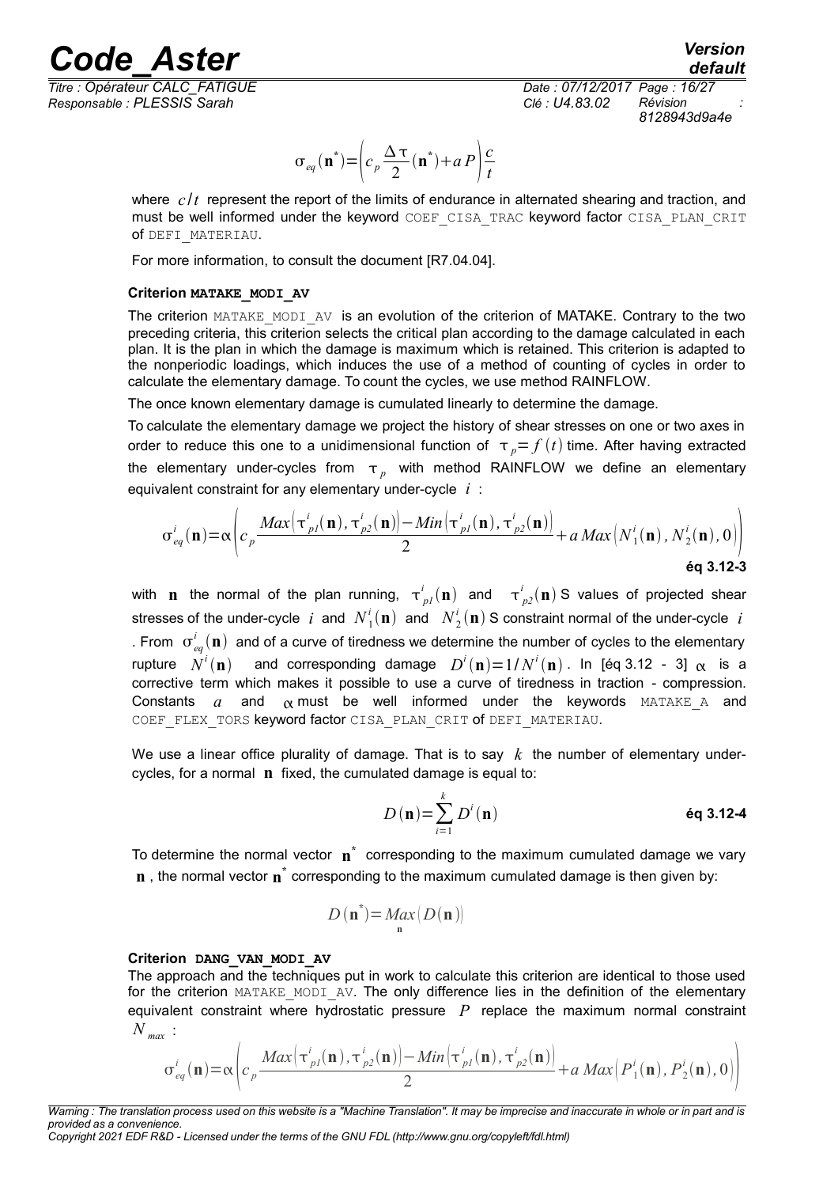$$\sigma_{eq}(\mathbf{n}^*) = \left( c_p \frac{\Delta \tau}{2}(\mathbf{n}^*) + a\, P \right) \frac{c}{t}$$

where $c/t$ represent the report of the limits of endurance in alternated shearing and traction, and must be well informed under the keyword `COEF_CISA_TRAC` keyword factor `CISA_PLAN_CRIT` of `DEFI_MATERIAU`.

For more information, to consult the document [R7.04.04].

#### Criterion **MATAKE_MODI_AV**

The criterion `MATAKE_MODI_AV` is an evolution of the criterion of MATAKE. Contrary to the two preceding criteria, this criterion selects the critical plan according to the damage calculated in each plan. It is the plan in which the damage is maximum which is retained. This criterion is adapted to the nonperiodic loadings, which induces the use of a method of counting of cycles in order to calculate the elementary damage. To count the cycles, we use method RAINFLOW.

The once known elementary damage is cumulated linearly to determine the damage.

To calculate the elementary damage we project the history of shear stresses on one or two axes in order to reduce this one to a unidimensional function of $\tau_p = f(t)$ time. After having extracted the elementary under-cycles from $\tau_p$ with method RAINFLOW we define an elementary equivalent constraint for any elementary under-cycle $i$ :

$$\sigma^i_{eq}(\mathbf{n}) = \alpha \left( c_p \frac{Max\left(\tau^i_{p1}(\mathbf{n}), \tau^i_{p2}(\mathbf{n})\right) - Min\left(\tau^i_{p1}(\mathbf{n}), \tau^i_{p2}(\mathbf{n})\right)}{2} + a\, Max\left(N^i_1(\mathbf{n}), N^i_2(\mathbf{n}), 0\right) \right) \quad \textbf{éq 3.12-3}$$

with $\mathbf{n}$ the normal of the plan running, $\tau^i_{p1}(\mathbf{n})$ and $\tau^i_{p2}(\mathbf{n})$ S values of projected shear stresses of the under-cycle $i$ and $N^i_1(\mathbf{n})$ and $N^i_2(\mathbf{n})$ S constraint normal of the under-cycle $i$ . From $\sigma^i_{eq}(\mathbf{n})$ and of a curve of tiredness we determine the number of cycles to the elementary rupture $N^i(\mathbf{n})$ and corresponding damage $D^i(\mathbf{n}) = 1/N^i(\mathbf{n})$. In [éq 3.12 - 3] $\alpha$ is a corrective term which makes it possible to use a curve of tiredness in traction - compression. Constants $a$ and $\alpha$ must be well informed under the keywords `MATAKE_A` and `COEF_FLEX_TORS` keyword factor `CISA_PLAN_CRIT` of `DEFI_MATERIAU`.

We use a linear office plurality of damage. That is to say $k$ the number of elementary under-cycles, for a normal $\mathbf{n}$ fixed, the cumulated damage is equal to:

$$D(\mathbf{n}) = \sum_{i=1}^{k} D^i(\mathbf{n}) \quad \textbf{éq 3.12-4}$$

To determine the normal vector $\mathbf{n}^*$ corresponding to the maximum cumulated damage we vary $\mathbf{n}$ , the normal vector $\mathbf{n}^*$ corresponding to the maximum cumulated damage is then given by:

$$D(\mathbf{n}^*) = \underset{\mathbf{n}}{Max}\left(D(\mathbf{n})\right)$$

#### Criterion **DANG_VAN_MODI_AV**

The approach and the techniques put in work to calculate this criterion are identical to those used for the criterion `MATAKE_MODI_AV`. The only difference lies in the definition of the elementary equivalent constraint where hydrostatic pressure $P$ replace the maximum normal constraint $N_{max}$ :

$$\sigma^i_{eq}(\mathbf{n}) = \alpha \left( c_p \frac{Max\left(\tau^i_{p1}(\mathbf{n}), \tau^i_{p2}(\mathbf{n})\right) - Min\left(\tau^i_{p1}(\mathbf{n}), \tau^i_{p2}(\mathbf{n})\right)}{2} + a\, Max\left(P^i_1(\mathbf{n}), P^i_2(\mathbf{n}), 0\right) \right)$$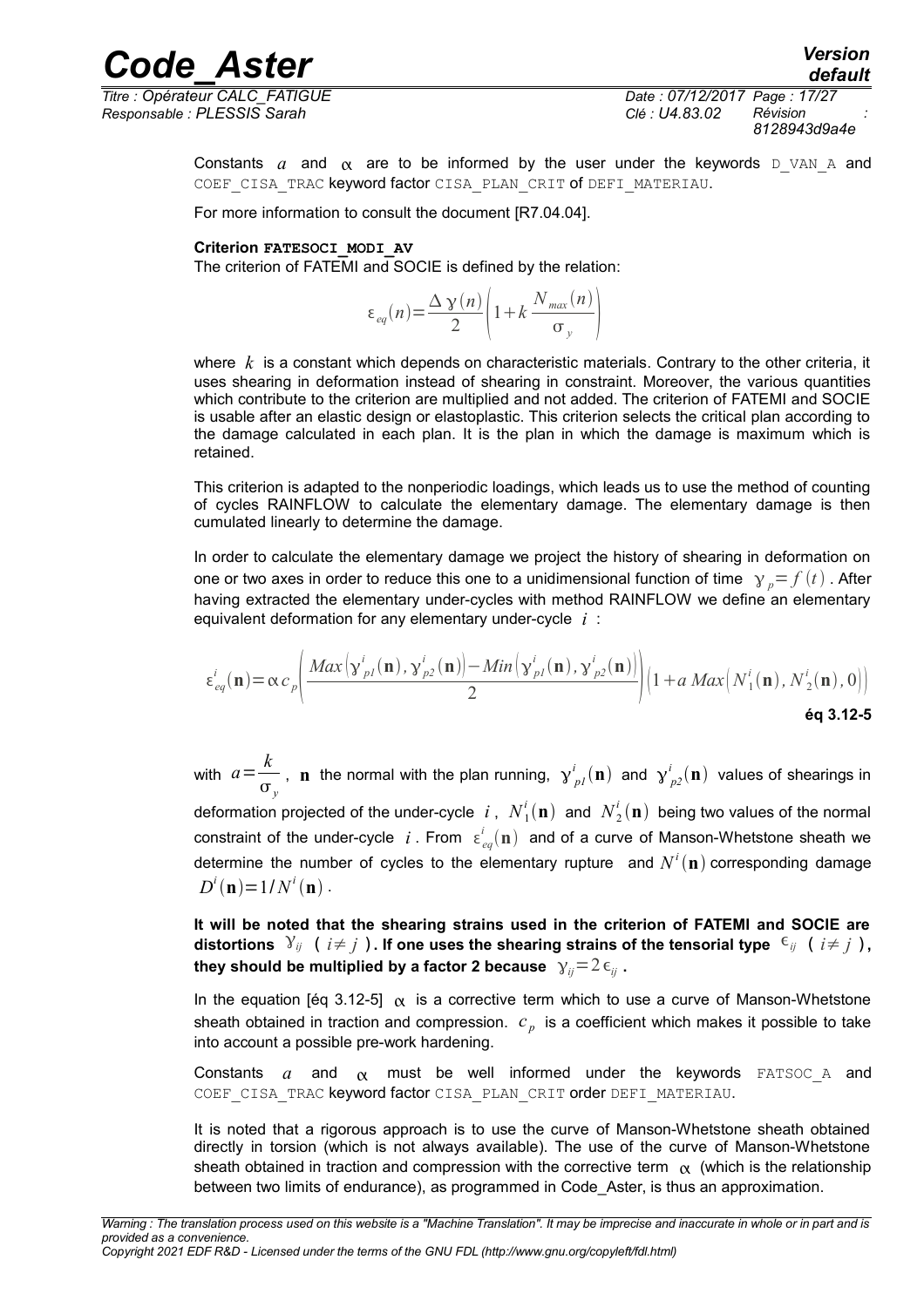Constants $a$ and $\alpha$ are to be informed by the user under the keywords `D_VAN_A` and `COEF_CISA_TRAC` keyword factor `CISA_PLAN_CRIT` of `DEFI_MATERIAU`.

For more information to consult the document [R7.04.04].

**Criterion FATESOCI_MODI_AV**

The criterion of FATEMI and SOCIE is defined by the relation:

$$\varepsilon_{eq}(n)=\frac{\Delta\,\gamma(n)}{2}\left(1+k\,\frac{N_{max}(n)}{\sigma_y}\right)$$

where $k$ is a constant which depends on characteristic materials. Contrary to the other criteria, it uses shearing in deformation instead of shearing in constraint. Moreover, the various quantities which contribute to the criterion are multiplied and not added. The criterion of FATEMI and SOCIE is usable after an elastic design or elastoplastic. This criterion selects the critical plan according to the damage calculated in each plan. It is the plan in which the damage is maximum which is retained.

This criterion is adapted to the nonperiodic loadings, which leads us to use the method of counting of cycles RAINFLOW to calculate the elementary damage. The elementary damage is then cumulated linearly to determine the damage.

In order to calculate the elementary damage we project the history of shearing in deformation on one or two axes in order to reduce this one to a unidimensional function of time $\gamma_p=f(t)$. After having extracted the elementary under-cycles with method RAINFLOW we define an elementary equivalent deformation for any elementary under-cycle $i$ :

$$\varepsilon^{i}_{eq}(\mathbf{n})=\alpha\,c_p\left(\frac{Max\left(\gamma^{i}_{p1}(\mathbf{n}),\gamma^{i}_{p2}(\mathbf{n})\right)-Min\left(\gamma^{i}_{p1}(\mathbf{n}),\gamma^{i}_{p2}(\mathbf{n})\right)}{2}\right)\left(1+a\,Max\left(N^{i}_{1}(\mathbf{n}),N^{i}_{2}(\mathbf{n}),0\right)\right)$$

**éq 3.12-5**

with $a=\dfrac{k}{\sigma_y}$, $\mathbf{n}$ the normal with the plan running, $\gamma^{i}_{p1}(\mathbf{n})$ and $\gamma^{i}_{p2}(\mathbf{n})$ values of shearings in deformation projected of the under-cycle $i$, $N^{i}_{1}(\mathbf{n})$ and $N^{i}_{2}(\mathbf{n})$ being two values of the normal constraint of the under-cycle $i$. From $\varepsilon^{i}_{eq}(\mathbf{n})$ and of a curve of Manson-Whetstone sheath we determine the number of cycles to the elementary rupture and $N^{i}(\mathbf{n})$ corresponding damage $D^{i}(\mathbf{n})=1/N^{i}(\mathbf{n})$.

**It will be noted that the shearing strains used in the criterion of FATEMI and SOCIE are distortions $\gamma_{ij}$ ( $i\neq j$ ). If one uses the shearing strains of the tensorial type $\epsilon_{ij}$ ( $i\neq j$ ), they should be multiplied by a factor 2 because $\gamma_{ij}=2\,\epsilon_{ij}$ .**

In the equation [éq 3.12-5] $\alpha$ is a corrective term which to use a curve of Manson-Whetstone sheath obtained in traction and compression. $c_p$ is a coefficient which makes it possible to take into account a possible pre-work hardening.

Constants $a$ and $\alpha$ must be well informed under the keywords `FATSOC_A` and `COEF_CISA_TRAC` keyword factor `CISA_PLAN_CRIT` order `DEFI_MATERIAU`.

It is noted that a rigorous approach is to use the curve of Manson-Whetstone sheath obtained directly in torsion (which is not always available). The use of the curve of Manson-Whetstone sheath obtained in traction and compression with the corrective term $\alpha$ (which is the relationship between two limits of endurance), as programmed in Code_Aster, is thus an approximation.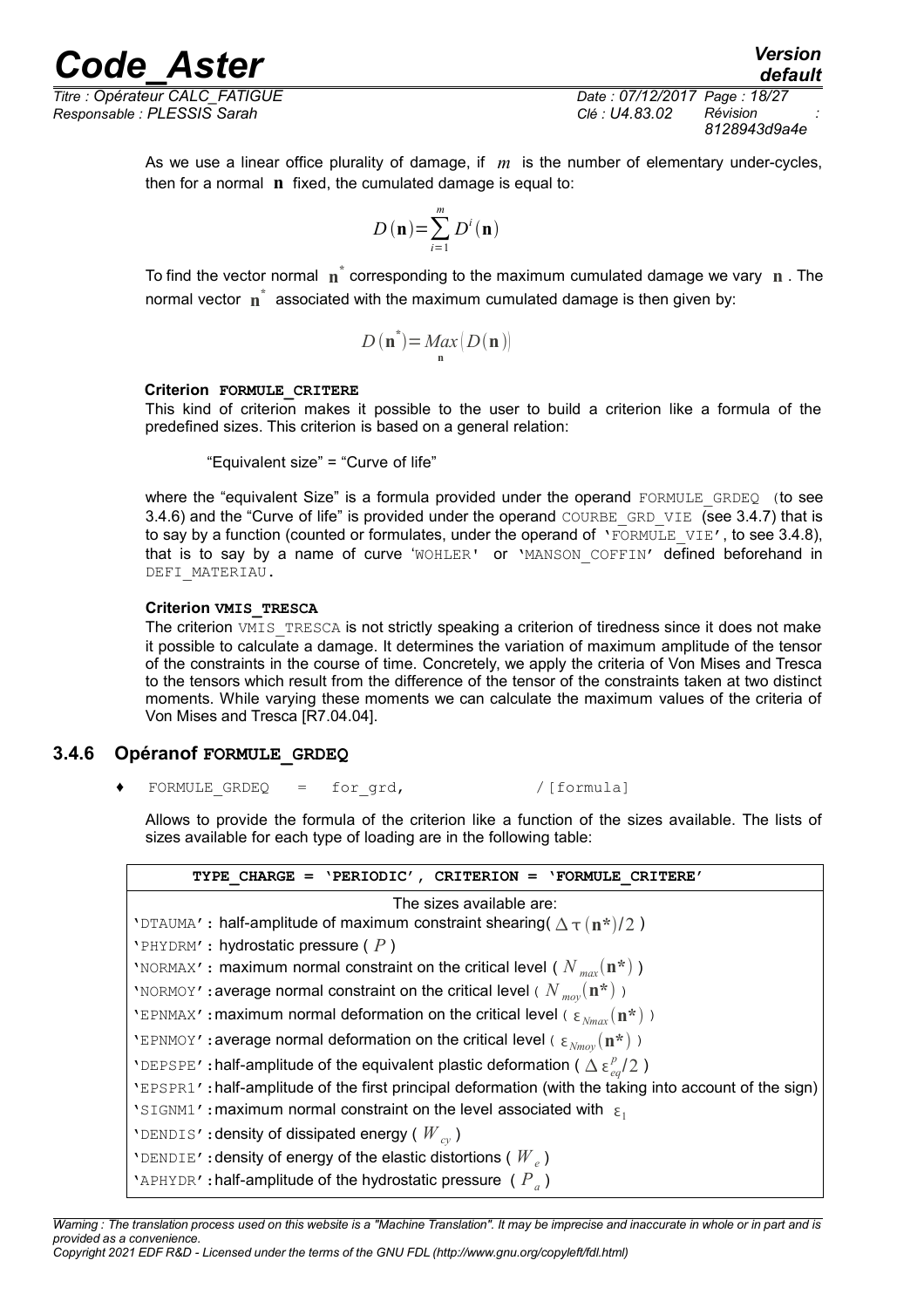As we use a linear office plurality of damage, if $m$ is the number of elementary under-cycles, then for a normal $\mathbf{n}$ fixed, the cumulated damage is equal to:

$$D(\mathbf{n}) = \sum_{i=1}^{m} D^i(\mathbf{n})$$

To find the vector normal $\mathbf{n}^*$ corresponding to the maximum cumulated damage we vary $\mathbf{n}$. The normal vector $\mathbf{n}^*$ associated with the maximum cumulated damage is then given by:

$$D(\mathbf{n}^*) = \underset{\mathbf{n}}{Max}(D(\mathbf{n}))$$

**Criterion `FORMULE_CRITERE`**

This kind of criterion makes it possible to the user to build a criterion like a formula of the predefined sizes. This criterion is based on a general relation:

"Equivalent size" = "Curve of life"

where the "equivalent Size" is a formula provided under the operand `FORMULE_GRDEQ` (to see 3.4.6) and the "Curve of life" is provided under the operand `COURBE_GRD_VIE` (see 3.4.7) that is to say by a function (counted or formulates, under the operand of `'FORMULE_VIE'`, to see 3.4.8), that is to say by a name of curve `'WOHLER'` or `'MANSON_COFFIN'` defined beforehand in `DEFI_MATERIAU`.

**Criterion `VMIS_TRESCA`**

The criterion `VMIS_TRESCA` is not strictly speaking a criterion of tiredness since it does not make it possible to calculate a damage. It determines the variation of maximum amplitude of the tensor of the constraints in the course of time. Concretely, we apply the criteria of Von Mises and Tresca to the tensors which result from the difference of the tensor of the constraints taken at two distinct moments. While varying these moments we can calculate the maximum values of the criteria of Von Mises and Tresca [R7.04.04].

### 3.4.6 Opéranof `FORMULE_GRDEQ`

♦ `FORMULE_GRDEQ = for_grd,` /[formula]

Allows to provide the formula of the criterion like a function of the sizes available. The lists of sizes available for each type of loading are in the following table:

| **TYPE_CHARGE = 'PERIODIC', CRITERION = 'FORMULE_CRITERE'** |
|---|
| The sizes available are:<br>`'DTAUMA'`: half-amplitude of maximum constraint shearing( $\Delta\tau(\mathbf{n}^*)/2$ )<br>`'PHYDRM'`: hydrostatic pressure ( $P$ )<br>`'NORMAX'`: maximum normal constraint on the critical level ( $N_{max}(\mathbf{n}^*)$ )<br>`'NORMOY'`: average normal constraint on the critical level ( $N_{moy}(\mathbf{n}^*)$ )<br>`'EPNMAX'`: maximum normal deformation on the critical level ( $\varepsilon_{N_{max}}(\mathbf{n}^*)$ )<br>`'EPNMOY'`: average normal deformation on the critical level ( $\varepsilon_{N_{moy}}(\mathbf{n}^*)$ )<br>`'DEPSPE'`: half-amplitude of the equivalent plastic deformation ( $\Delta\varepsilon_{eq}^{p}/2$ )<br>`'EPSPR1'`: half-amplitude of the first principal deformation (with the taking into account of the sign)<br>`'SIGNM1'`: maximum normal constraint on the level associated with $\varepsilon_1$<br>`'DENDIS'`: density of dissipated energy ( $W_{cy}$ )<br>`'DENDIE'`: density of energy of the elastic distortions ( $W_e$ )<br>`'APHYDR'`: half-amplitude of the hydrostatic pressure ( $P_a$ ) |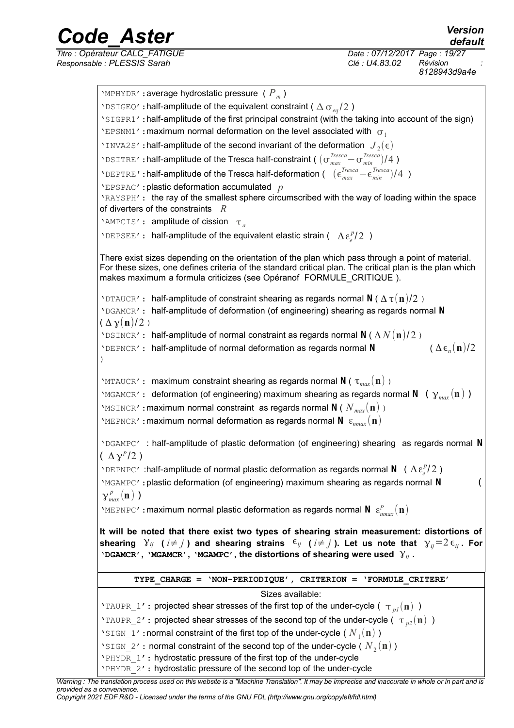'MPHYDR': average hydrostatic pressure ( $P_m$ )

'DSIGEQ': half-amplitude of the equivalent constraint ( $\Delta\sigma_{eq}/2$ )

'SIGPR1': half-amplitude of the first principal constraint (with the taking into account of the sign)

'EPSNM1': maximum normal deformation on the level associated with $\sigma_1$

'INVA2S': half-amplitude of the second invariant of the deformation $J_2(\epsilon)$

'DSITRE': half-amplitude of the Tresca half-constraint ( $(\sigma_{max}^{Tresca}-\sigma_{min}^{Tresca})/4$ )

'DEPTRE': half-amplitude of the Tresca half-deformation ( $(\epsilon_{max}^{Tresca}-\epsilon_{min}^{Tresca})/4$ )

'EPSPAC': plastic deformation accumulated $p$

'RAYSPH': the ray of the smallest sphere circumscribed with the way of loading within the space of diverters of the constraints $R$

'AMPCIS': amplitude of cission $\tau_a$

'DEPSEE': half-amplitude of the equivalent elastic strain ( $\Delta\varepsilon_e^p/2$ )

There exist sizes depending on the orientation of the plan which pass through a point of material. For these sizes, one defines criteria of the standard critical plan. The critical plan is the plan which makes maximum a formula criticizes (see Opéranof FORMULE_CRITIQUE ).

'DTAUCR': half-amplitude of constraint shearing as regards normal **N** ( $\Delta\tau(\mathbf{n})/2$ )

'DGAMCR': half-amplitude of deformation (of engineering) shearing as regards normal **N** ( $\Delta\gamma(\mathbf{n})/2$ )

'DSINCR': half-amplitude of normal constraint as regards normal **N** ( $\Delta N(\mathbf{n})/2$ )

'DEPNCR': half-amplitude of normal deformation as regards normal **N** ( $\Delta\epsilon_n(\mathbf{n})/2$ )

'MTAUCR': maximum constraint shearing as regards normal **N** ( $\tau_{max}(\mathbf{n})$ )

'MGAMCR': deformation (of engineering) maximum shearing as regards normal **N** ( $\gamma_{max}(\mathbf{n})$ )

'MSINCR': maximum normal constraint as regards normal **N** ( $N_{max}(\mathbf{n})$ )

'MEPNCR': maximum normal deformation as regards normal **N** $\varepsilon_{nmax}(\mathbf{n})$

'DGAMPC' : half-amplitude of plastic deformation (of engineering) shearing as regards normal **N** ( $\Delta\gamma^p/2$ )

'DEPNPC' :half-amplitude of normal plastic deformation as regards normal **N** ( $\Delta\varepsilon_e^p/2$ )

'MGAMPC': plastic deformation (of engineering) maximum shearing as regards normal **N** ( $\gamma_{max}^p(\mathbf{n})$ )

'MEPNPC': maximum normal plastic deformation as regards normal **N** $\varepsilon_{nmax}^p(\mathbf{n})$

**It will be noted that there exist two types of shearing strain measurement: distortions of shearing $\gamma_{ij}$ ( $i\neq j$ ) and shearing strains $\epsilon_{ij}$ ( $i\neq j$ ). Let us note that $\gamma_{ij}=2\epsilon_{ij}$. For 'DGAMCR', 'MGAMCR', 'MGAMPC', the distortions of shearing were used $\gamma_{ij}$.**

**TYPE_CHARGE = 'NON-PERIODIQUE', CRITERION = 'FORMULE_CRITERE'**

Sizes available:

'TAUPR_1': projected shear stresses of the first top of the under-cycle ( $\tau_{p1}(\mathbf{n})$ )

'TAUPR_2': projected shear stresses of the second top of the under-cycle ( $\tau_{p2}(\mathbf{n})$ )

'SIGN_1': normal constraint of the first top of the under-cycle ( $N_1(\mathbf{n})$ )

'SIGN_2': normal constraint of the second top of the under-cycle ( $N_2(\mathbf{n})$ )

'PHYDR_1': hydrostatic pressure of the first top of the under-cycle

'PHYDR_2': hydrostatic pressure of the second top of the under-cycle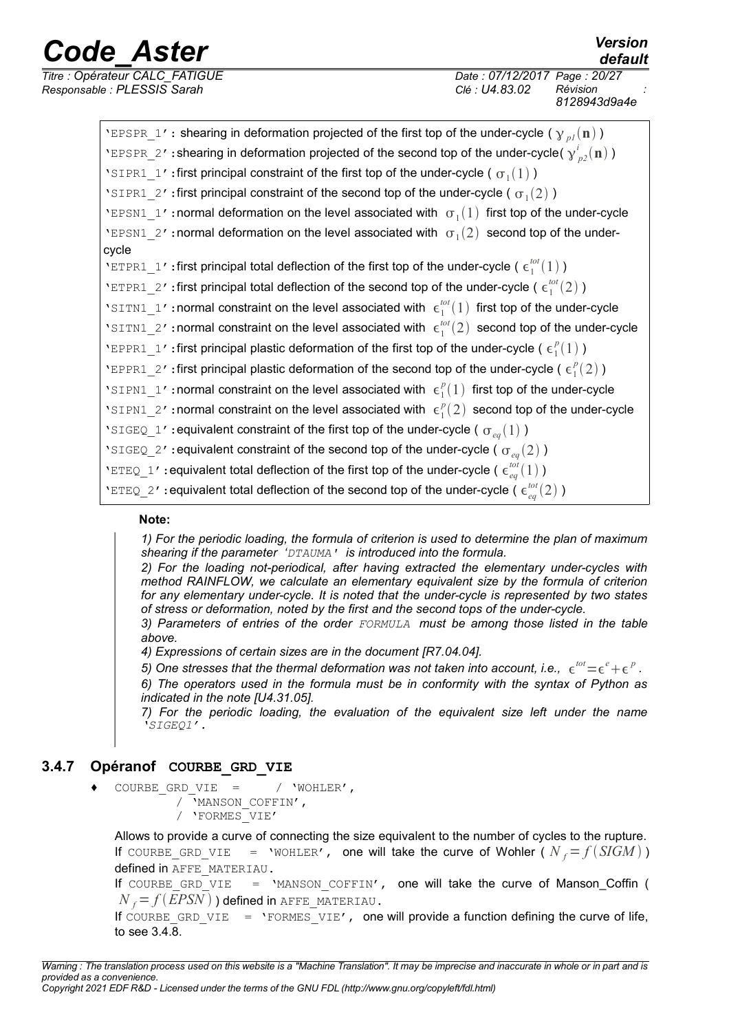'EPSPR_1': shearing in deformation projected of the first top of the under-cycle ( $\gamma_{p1}(\mathbf{n})$ )
'EPSPR_2': shearing in deformation projected of the second top of the under-cycle( $\gamma^{i}_{p2}(\mathbf{n})$ )
'SIPR1_1': first principal constraint of the first top of the under-cycle ( $\sigma_1(1)$ )
'SIPR1_2': first principal constraint of the second top of the under-cycle ( $\sigma_1(2)$ )
'EPSN1_1': normal deformation on the level associated with $\sigma_1(1)$ first top of the under-cycle
'EPSN1_2': normal deformation on the level associated with $\sigma_1(2)$ second top of the under-cycle
'ETPR1_1': first principal total deflection of the first top of the under-cycle ( $\epsilon_1^{tot}(1)$ )
'ETPR1_2': first principal total deflection of the second top of the under-cycle ( $\epsilon_1^{tot}(2)$ )
'SITN1_1': normal constraint on the level associated with $\epsilon_1^{tot}(1)$ first top of the under-cycle
'SITN1_2': normal constraint on the level associated with $\epsilon_1^{tot}(2)$ second top of the under-cycle
'EPPR1_1': first principal plastic deformation of the first top of the under-cycle ( $\epsilon_1^{p}(1)$ )
'EPPR1_2': first principal plastic deformation of the second top of the under-cycle ( $\epsilon_1^{p}(2)$ )
'SIPN1_1': normal constraint on the level associated with $\epsilon_1^{p}(1)$ first top of the under-cycle
'SIPN1_2': normal constraint on the level associated with $\epsilon_1^{p}(2)$ second top of the under-cycle
'SIGEQ_1': equivalent constraint of the first top of the under-cycle ( $\sigma_{eq}(1)$ )
'SIGEQ_2': equivalent constraint of the second top of the under-cycle ( $\sigma_{eq}(2)$ )
'ETEQ_1': equivalent total deflection of the first top of the under-cycle ( $\epsilon_{eq}^{tot}(1)$ )
'ETEQ_2': equivalent total deflection of the second top of the under-cycle ( $\epsilon_{eq}^{tot}(2)$ )

**Note:**

*1) For the periodic loading, the formula of criterion is used to determine the plan of maximum shearing if the parameter 'DTAUMA' is introduced into the formula.*
*2) For the loading not-periodical, after having extracted the elementary under-cycles with method RAINFLOW, we calculate an elementary equivalent size by the formula of criterion for any elementary under-cycle. It is noted that the under-cycle is represented by two states of stress or deformation, noted by the first and the second tops of the under-cycle.*
*3) Parameters of entries of the order FORMULA must be among those listed in the table above.*
*4) Expressions of certain sizes are in the document [R7.04.04].*
*5) One stresses that the thermal deformation was not taken into account, i.e., $\epsilon^{tot}=\epsilon^{e}+\epsilon^{p}$.*
*6) The operators used in the formula must be in conformity with the syntax of Python as indicated in the note [U4.31.05].*
*7) For the periodic loading, the evaluation of the equivalent size left under the name 'SIGEQ1'.*

### 3.4.7 Opéranof COURBE_GRD_VIE

```
♦ COURBE_GRD_VIE   =     / 'WOHLER',
          / 'MANSON_COFFIN',
          / 'FORMES_VIE'
```

Allows to provide a curve of connecting the size equivalent to the number of cycles to the rupture.
If COURBE_GRD_VIE = 'WOHLER', one will take the curve of Wohler ( $N_f = f(SIGM)$ ) defined in AFFE_MATERIAU.
If COURBE_GRD_VIE = 'MANSON_COFFIN', one will take the curve of Manson_Coffin ( $N_f = f(EPSN)$ ) defined in AFFE_MATERIAU.
If COURBE_GRD_VIE = 'FORMES_VIE', one will provide a function defining the curve of life, to see 3.4.8.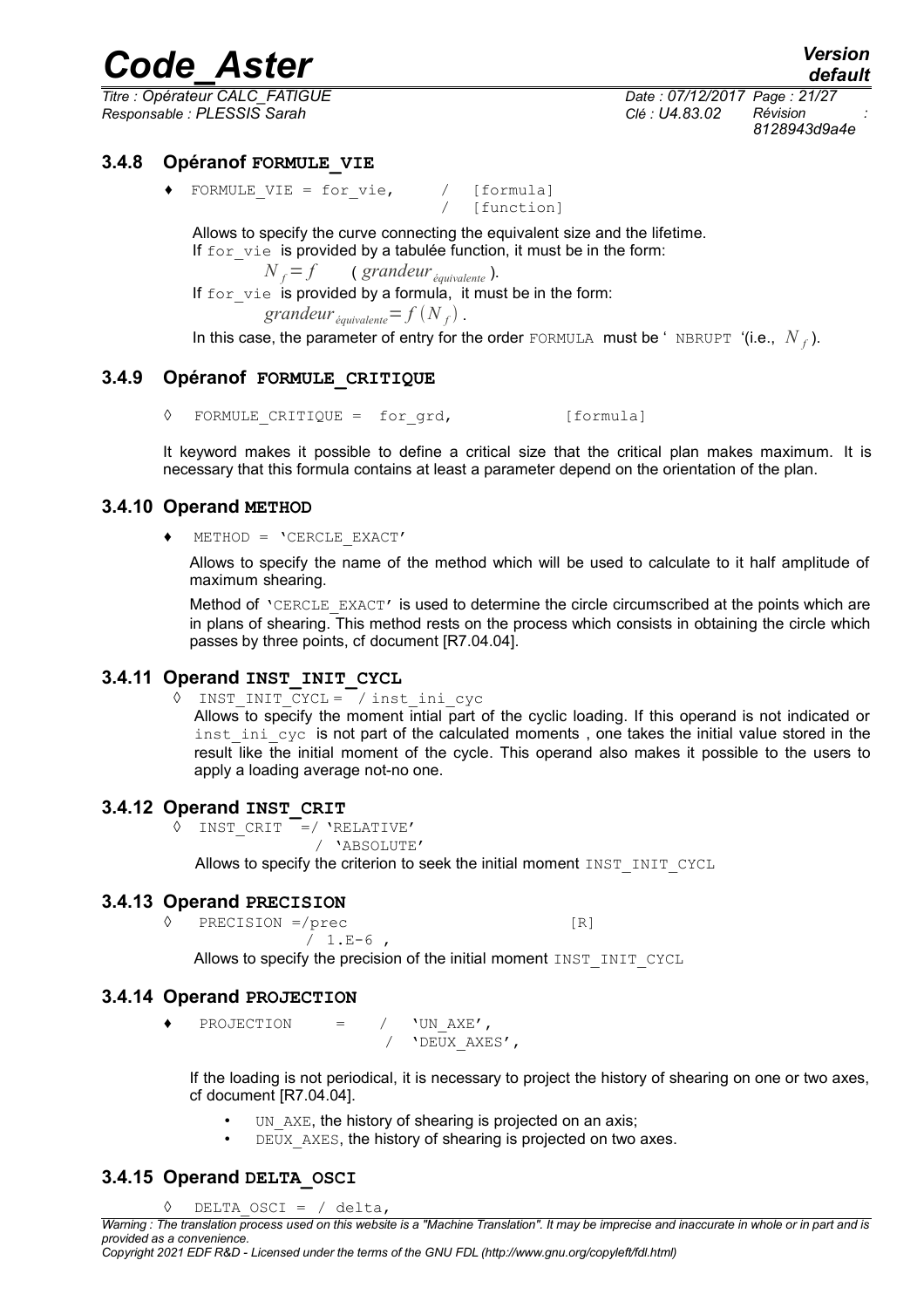### 3.4.8 Opéranof FORMULE_VIE

```
♦  FORMULE_VIE = for_vie,     /  [formula]
                              /  [function]
```

Allows to specify the curve connecting the equivalent size and the lifetime.
If for_vie is provided by a tabulée function, it must be in the form:

$N_f = f \quad (grandeur_{équivalente})$.

If for_vie is provided by a formula, it must be in the form:

$grandeur_{équivalente} = f(N_f)$.

In this case, the parameter of entry for the order FORMULA must be ' NBRUPT '(i.e., $N_f$).

### 3.4.9 Opéranof FORMULE_CRITIQUE

```
◊  FORMULE_CRITIQUE =  for_grd,            [formula]
```

It keyword makes it possible to define a critical size that the critical plan makes maximum. It is necessary that this formula contains at least a parameter depend on the orientation of the plan.

### 3.4.10 Operand METHOD

```
♦  METHOD = 'CERCLE_EXACT'
```

Allows to specify the name of the method which will be used to calculate to it half amplitude of maximum shearing.

Method of 'CERCLE_EXACT' is used to determine the circle circumscribed at the points which are in plans of shearing. This method rests on the process which consists in obtaining the circle which passes by three points, cf document [R7.04.04].

### 3.4.11 Operand INST_INIT_CYCL

```
◊  INST_INIT_CYCL =  / inst_ini_cyc
```

Allows to specify the moment intial part of the cyclic loading. If this operand is not indicated or inst_ini_cyc is not part of the calculated moments , one takes the initial value stored in the result like the initial moment of the cycle. This operand also makes it possible to the users to apply a loading average not-no one.

### 3.4.12 Operand INST_CRIT

```
◊  INST_CRIT  =/ 'RELATIVE'
               / 'ABSOLUTE'
```

Allows to specify the criterion to seek the initial moment INST_INIT_CYCL

### 3.4.13 Operand PRECISION

```
◊  PRECISION =/prec                        [R]
              / 1.E-6 ,
```

Allows to specify the precision of the initial moment INST_INIT_CYCL

### 3.4.14 Operand PROJECTION

```
♦  PROJECTION    =   /  'UN_AXE',
                     /  'DEUX_AXES',
```

If the loading is not periodical, it is necessary to project the history of shearing on one or two axes, cf document [R7.04.04].

- UN_AXE, the history of shearing is projected on an axis;
- DEUX_AXES, the history of shearing is projected on two axes.

### 3.4.15 Operand DELTA_OSCI

```
◊  DELTA_OSCI = / delta,
```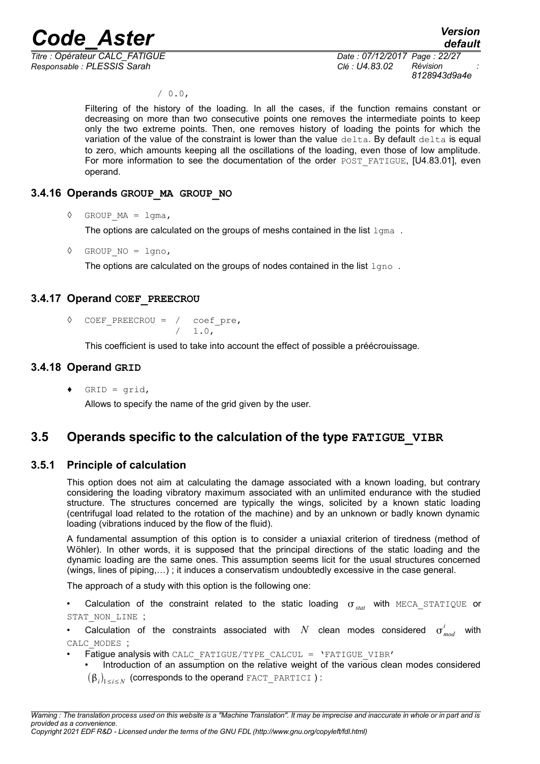```
/ 0.0,
```

Filtering of the history of the loading. In all the cases, if the function remains constant or decreasing on more than two consecutive points one removes the intermediate points to keep only the two extreme points. Then, one removes history of loading the points for which the variation of the value of the constraint is lower than the value `delta`. By default `delta` is equal to zero, which amounts keeping all the oscillations of the loading, even those of low amplitude. For more information to see the documentation of the order `POST_FATIGUE`, [U4.83.01], even operand.

### 3.4.16 Operands GROUP_MA GROUP_NO

```
◊  GROUP_MA = lgma,
```

The options are calculated on the groups of meshs contained in the list `lgma` .

```
◊  GROUP_NO = lgno,
```

The options are calculated on the groups of nodes contained in the list `lgno` .

### 3.4.17 Operand COEF_PREECROU

```
◊  COEF_PREECROU = /  coef_pre,
                   /  1.0,
```

This coefficient is used to take into account the effect of possible a préécrouissage.

### 3.4.18 Operand GRID

```
♦  GRID = grid,
```

Allows to specify the name of the grid given by the user.

## 3.5 Operands specific to the calculation of the type FATIGUE_VIBR

### 3.5.1 Principle of calculation

This option does not aim at calculating the damage associated with a known loading, but contrary considering the loading vibratory maximum associated with an unlimited endurance with the studied structure. The structures concerned are typically the wings, solicited by a known static loading (centrifugal load related to the rotation of the machine) and by an unknown or badly known dynamic loading (vibrations induced by the flow of the fluid).

A fundamental assumption of this option is to consider a uniaxial criterion of tiredness (method of Wöhler). In other words, it is supposed that the principal directions of the static loading and the dynamic loading are the same ones. This assumption seems licit for the usual structures concerned (wings, lines of piping,…) ; it induces a conservatism undoubtedly excessive in the case general.

The approach of a study with this option is the following one:

- Calculation of the constraint related to the static loading $\sigma_{stat}$ with `MECA_STATIQUE` or `STAT_NON_LINE` ;
- Calculation of the constraints associated with $N$ clean modes considered $\sigma^{i}_{mod}$ with `CALC_MODES` ;
- Fatigue analysis with `CALC_FATIGUE/TYPE_CALCUL = 'FATIGUE_VIBR'`
  - Introduction of an assumption on the relative weight of the various clean modes considered $(\beta_i)_{1\leq i\leq N}$ (corresponds to the operand `FACT_PARTICI` ) :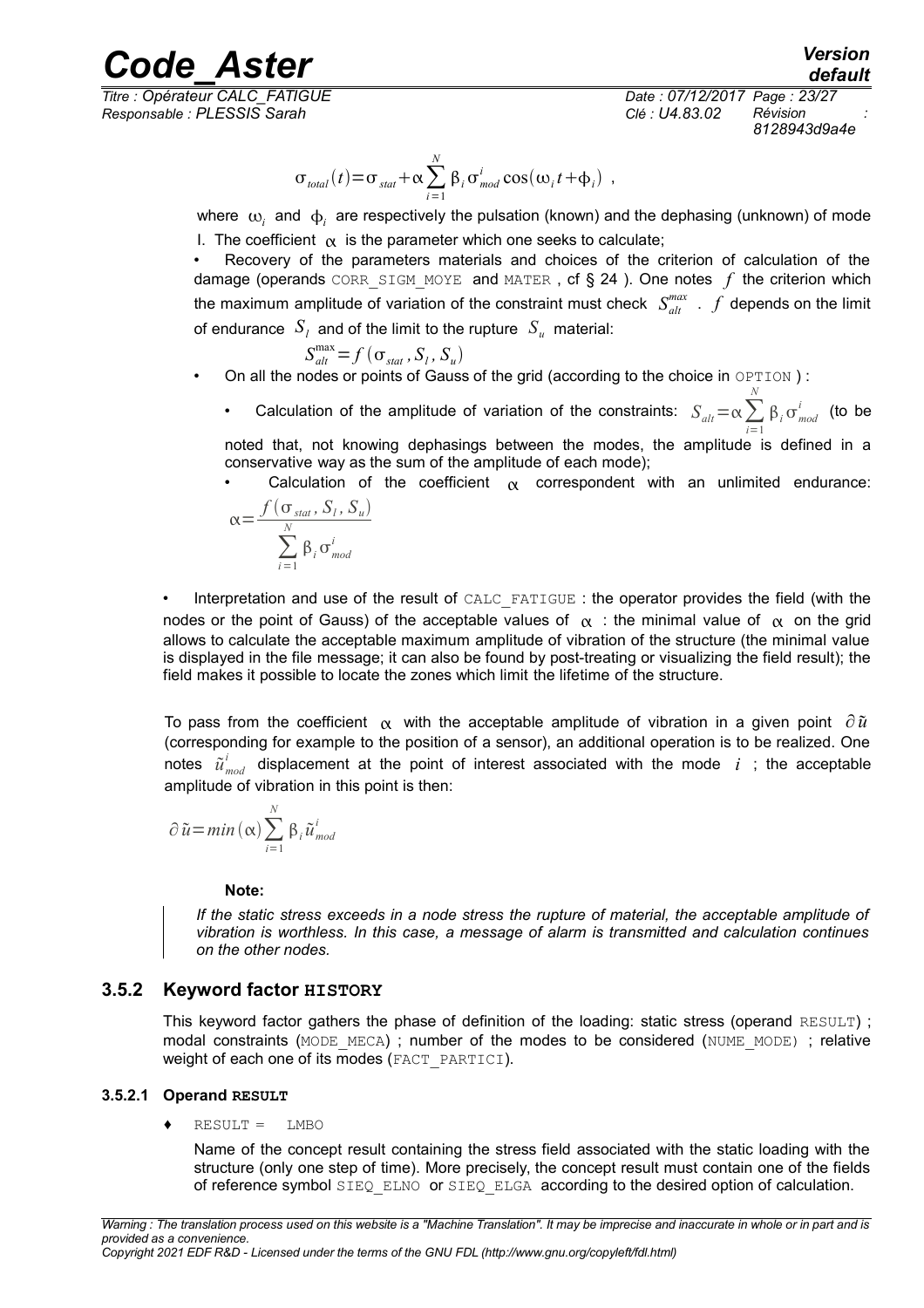$$\sigma_{total}(t) = \sigma_{stat} + \alpha \sum_{i=1}^{N} \beta_i \sigma_{mod}^i \cos(\omega_i t + \phi_i) \ ,$$

where $\omega_i$ and $\phi_i$ are respectively the pulsation (known) and the dephasing (unknown) of mode I. The coefficient $\alpha$ is the parameter which one seeks to calculate;

- Recovery of the parameters materials and choices of the criterion of calculation of the damage (operands CORR_SIGM_MOYE and MATER , cf § 24 ). One notes $f$ the criterion which the maximum amplitude of variation of the constraint must check $S_{alt}^{max}$ . $f$ depends on the limit of endurance $S_l$ and of the limit to the rupture $S_u$ material:

  $S_{alt}^{max} = f(\sigma_{stat}, S_l, S_u)$

- On all the nodes or points of Gauss of the grid (according to the choice in OPTION ) :
  - Calculation of the amplitude of variation of the constraints: $S_{alt} = \alpha \sum_{i=1}^{N} \beta_i \sigma_{mod}^i$ (to be noted that, not knowing dephasings between the modes, the amplitude is defined in a conservative way as the sum of the amplitude of each mode);
  - Calculation of the coefficient $\alpha$ correspondent with an unlimited endurance: $\alpha = \dfrac{f(\sigma_{stat}, S_l, S_u)}{\sum_{i=1}^{N} \beta_i \sigma_{mod}^i}$

- Interpretation and use of the result of CALC_FATIGUE : the operator provides the field (with the nodes or the point of Gauss) of the acceptable values of $\alpha$ : the minimal value of $\alpha$ on the grid allows to calculate the acceptable maximum amplitude of vibration of the structure (the minimal value is displayed in the file message; it can also be found by post-treating or visualizing the field result); the field makes it possible to locate the zones which limit the lifetime of the structure.

To pass from the coefficient $\alpha$ with the acceptable amplitude of vibration in a given point $\partial \tilde{u}$ (corresponding for example to the position of a sensor), an additional operation is to be realized. One notes $\tilde{u}_{mod}^i$ displacement at the point of interest associated with the mode $i$ ; the acceptable amplitude of vibration in this point is then:

$$\partial \tilde{u} = min(\alpha) \sum_{i=1}^{N} \beta_i \tilde{u}_{mod}^i$$

**Note:**

*If the static stress exceeds in a node stress the rupture of material, the acceptable amplitude of vibration is worthless. In this case, a message of alarm is transmitted and calculation continues on the other nodes.*

### 3.5.2 Keyword factor HISTORY

This keyword factor gathers the phase of definition of the loading: static stress (operand RESULT) ; modal constraints (MODE_MECA) ; number of the modes to be considered (NUME_MODE) ; relative weight of each one of its modes (FACT_PARTICI).

#### 3.5.2.1 Operand RESULT

♦ RESULT = LMBO

Name of the concept result containing the stress field associated with the static loading with the structure (only one step of time). More precisely, the concept result must contain one of the fields of reference symbol SIEQ_ELNO or SIEQ_ELGA according to the desired option of calculation.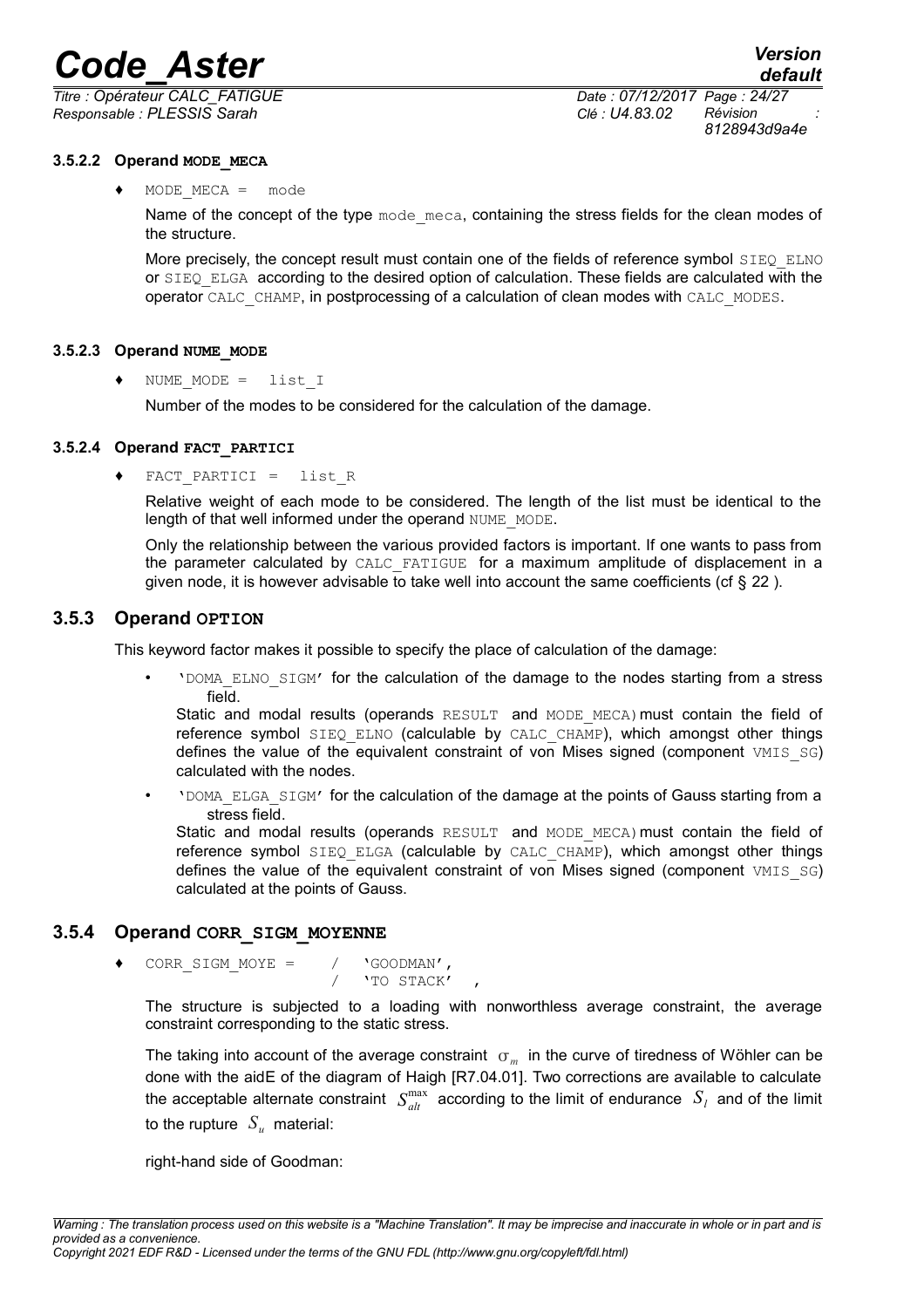#### 3.5.2.2 Operand MODE_MECA

♦ `MODE_MECA = mode`

Name of the concept of the type `mode_meca`, containing the stress fields for the clean modes of the structure.

More precisely, the concept result must contain one of the fields of reference symbol `SIEQ_ELNO` or `SIEQ_ELGA` according to the desired option of calculation. These fields are calculated with the operator `CALC_CHAMP`, in postprocessing of a calculation of clean modes with `CALC_MODES`.

#### 3.5.2.3 Operand NUME_MODE

♦ `NUME_MODE = list_I`

Number of the modes to be considered for the calculation of the damage.

#### 3.5.2.4 Operand FACT_PARTICI

♦ `FACT_PARTICI = list_R`

Relative weight of each mode to be considered. The length of the list must be identical to the length of that well informed under the operand `NUME_MODE`.

Only the relationship between the various provided factors is important. If one wants to pass from the parameter calculated by `CALC_FATIGUE` for a maximum amplitude of displacement in a given node, it is however advisable to take well into account the same coefficients (cf § 22 ).

### 3.5.3 Operand OPTION

This keyword factor makes it possible to specify the place of calculation of the damage:

- 'DOMA_ELNO_SIGM' for the calculation of the damage to the nodes starting from a stress field.
  Static and modal results (operands `RESULT` and `MODE_MECA`) must contain the field of reference symbol `SIEQ_ELNO` (calculable by `CALC_CHAMP`), which amongst other things defines the value of the equivalent constraint of von Mises signed (component `VMIS_SG`) calculated with the nodes.
- 'DOMA_ELGA_SIGM' for the calculation of the damage at the points of Gauss starting from a stress field.
  Static and modal results (operands `RESULT` and `MODE_MECA`) must contain the field of reference symbol `SIEQ_ELGA` (calculable by `CALC_CHAMP`), which amongst other things defines the value of the equivalent constraint of von Mises signed (component `VMIS_SG`) calculated at the points of Gauss.

### 3.5.4 Operand CORR_SIGM_MOYENNE

```
♦ CORR_SIGM_MOYE =   /  'GOODMAN',
                     /  'TO STACK'  ,
```

The structure is subjected to a loading with nonworthless average constraint, the average constraint corresponding to the static stress.

The taking into account of the average constraint $\sigma_m$ in the curve of tiredness of Wöhler can be done with the aidE of the diagram of Haigh [R7.04.01]. Two corrections are available to calculate the acceptable alternate constraint $S_{alt}^{\max}$ according to the limit of endurance $S_l$ and of the limit to the rupture $S_u$ material:

right-hand side of Goodman: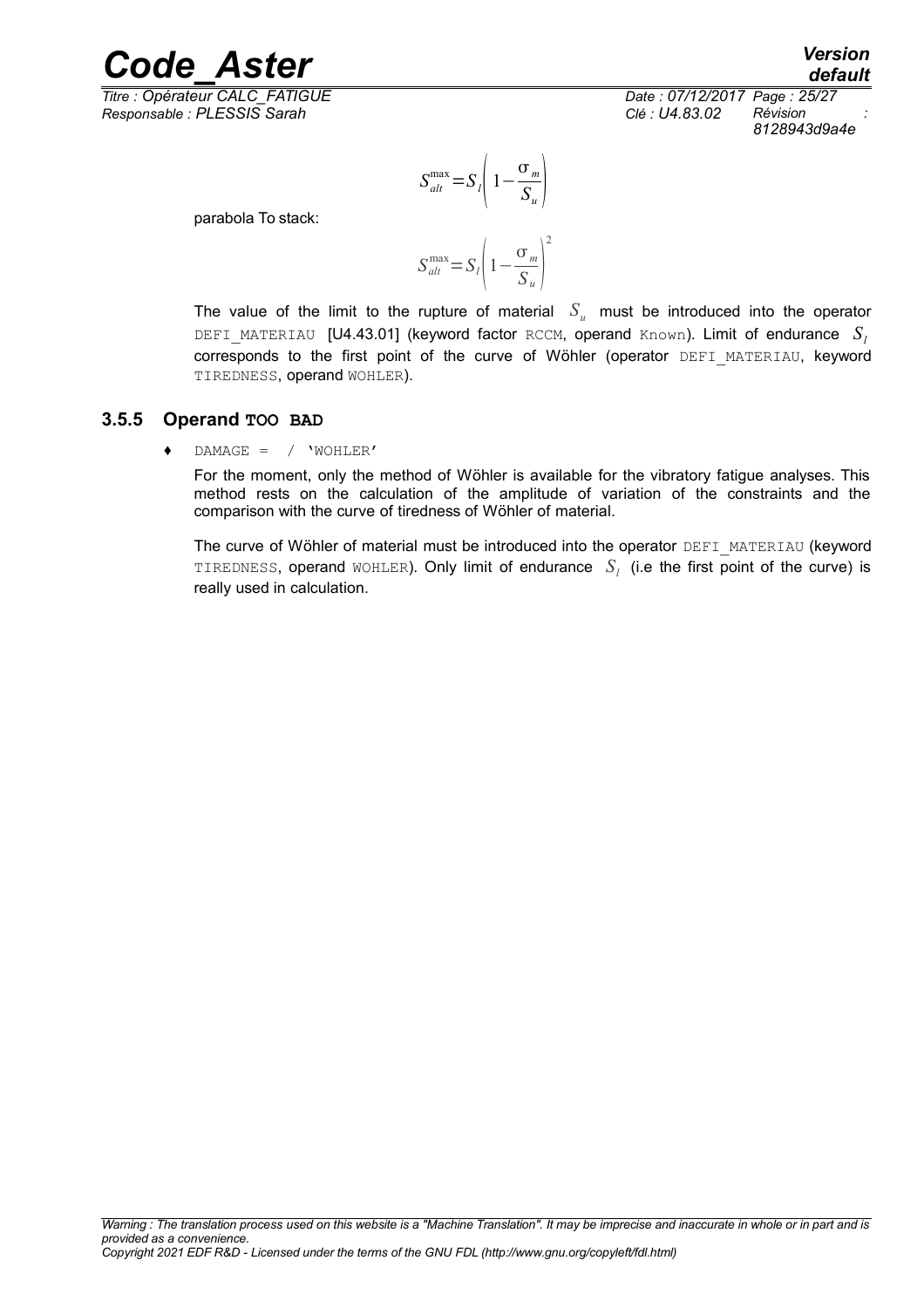$$S_{alt}^{max} = S_l \left( 1 - \frac{\sigma_m}{S_u} \right)$$

parabola To stack:

$$S_{alt}^{max} = S_l \left( 1 - \frac{\sigma_m}{S_u} \right)^2$$

The value of the limit to the rupture of material $S_u$ must be introduced into the operator DEFI_MATERIAU [U4.43.01] (keyword factor RCCM, operand Known). Limit of endurance $S_l$ corresponds to the first point of the curve of Wöhler (operator DEFI_MATERIAU, keyword TIREDNESS, operand WOHLER).

### 3.5.5 Operand TOO BAD

♦ DAMAGE = / 'WOHLER'

For the moment, only the method of Wöhler is available for the vibratory fatigue analyses. This method rests on the calculation of the amplitude of variation of the constraints and the comparison with the curve of tiredness of Wöhler of material.

The curve of Wöhler of material must be introduced into the operator DEFI_MATERIAU (keyword TIREDNESS, operand WOHLER). Only limit of endurance $S_l$ (i.e the first point of the curve) is really used in calculation.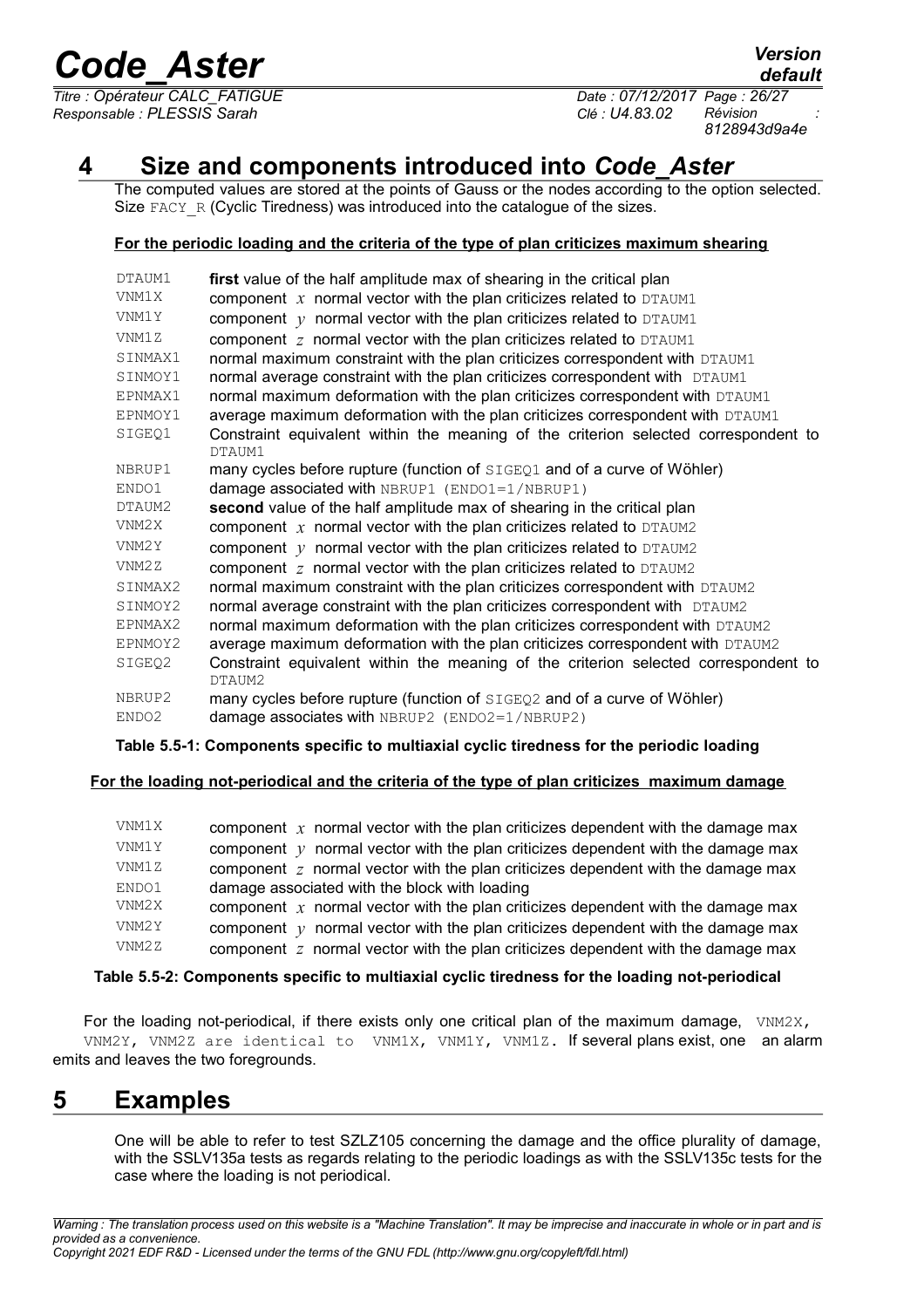# 4 Size and components introduced into *Code_Aster*

The computed values are stored at the points of Gauss or the nodes according to the option selected. Size FACY_R (Cyclic Tiredness) was introduced into the catalogue of the sizes.

**For the periodic loading and the criteria of the type of plan criticizes maximum shearing**

| | |
|---|---|
| DTAUM1 | **first** value of the half amplitude max of shearing in the critical plan |
| VNM1X | component $x$ normal vector with the plan criticizes related to DTAUM1 |
| VNM1Y | component $y$ normal vector with the plan criticizes related to DTAUM1 |
| VNM1Z | component $z$ normal vector with the plan criticizes related to DTAUM1 |
| SINMAX1 | normal maximum constraint with the plan criticizes correspondent with DTAUM1 |
| SINMOY1 | normal average constraint with the plan criticizes correspondent with DTAUM1 |
| EPNMAX1 | normal maximum deformation with the plan criticizes correspondent with DTAUM1 |
| EPNMOY1 | average maximum deformation with the plan criticizes correspondent with DTAUM1 |
| SIGEQ1 | Constraint equivalent within the meaning of the criterion selected correspondent to DTAUM1 |
| NBRUP1 | many cycles before rupture (function of SIGEQ1 and of a curve of Wöhler) |
| ENDO1 | damage associated with NBRUP1 (ENDO1=1/NBRUP1) |
| DTAUM2 | **second** value of the half amplitude max of shearing in the critical plan |
| VNM2X | component $x$ normal vector with the plan criticizes related to DTAUM2 |
| VNM2Y | component $y$ normal vector with the plan criticizes related to DTAUM2 |
| VNM2Z | component $z$ normal vector with the plan criticizes related to DTAUM2 |
| SINMAX2 | normal maximum constraint with the plan criticizes correspondent with DTAUM2 |
| SINMOY2 | normal average constraint with the plan criticizes correspondent with DTAUM2 |
| EPNMAX2 | normal maximum deformation with the plan criticizes correspondent with DTAUM2 |
| EPNMOY2 | average maximum deformation with the plan criticizes correspondent with DTAUM2 |
| SIGEQ2 | Constraint equivalent within the meaning of the criterion selected correspondent to DTAUM2 |
| NBRUP2 | many cycles before rupture (function of SIGEQ2 and of a curve of Wöhler) |
| ENDO2 | damage associates with NBRUP2 (ENDO2=1/NBRUP2) |

**Table 5.5-1: Components specific to multiaxial cyclic tiredness for the periodic loading**

**For the loading not-periodical and the criteria of the type of plan criticizes maximum damage**

| | |
|---|---|
| VNM1X | component $x$ normal vector with the plan criticizes dependent with the damage max |
| VNM1Y | component $y$ normal vector with the plan criticizes dependent with the damage max |
| VNM1Z | component $z$ normal vector with the plan criticizes dependent with the damage max |
| ENDO1 | damage associated with the block with loading |
| VNM2X | component $x$ normal vector with the plan criticizes dependent with the damage max |
| VNM2Y | component $y$ normal vector with the plan criticizes dependent with the damage max |
| VNM2Z | component $z$ normal vector with the plan criticizes dependent with the damage max |

**Table 5.5-2: Components specific to multiaxial cyclic tiredness for the loading not-periodical**

For the loading not-periodical, if there exists only one critical plan of the maximum damage, VNM2X, VNM2Y, VNM2Z are identical to VNM1X, VNM1Y, VNM1Z. If several plans exist, one an alarm emits and leaves the two foregrounds.

# 5 Examples

One will be able to refer to test SZLZ105 concerning the damage and the office plurality of damage, with the SSLV135a tests as regards relating to the periodic loadings as with the SSLV135c tests for the case where the loading is not periodical.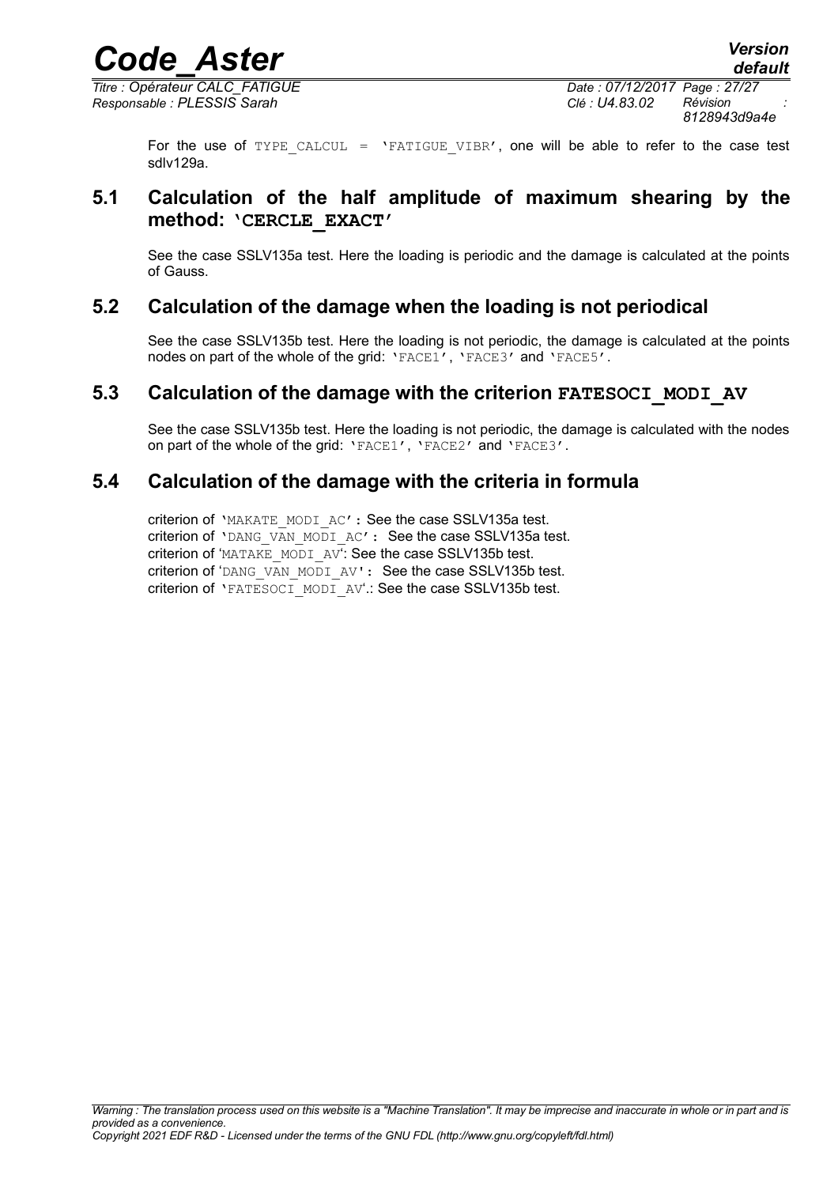For the use of TYPE_CALCUL = 'FATIGUE_VIBR', one will be able to refer to the case test sdlv129a.

## 5.1 Calculation of the half amplitude of maximum shearing by the method: 'CERCLE_EXACT'

See the case SSLV135a test. Here the loading is periodic and the damage is calculated at the points of Gauss.

## 5.2 Calculation of the damage when the loading is not periodical

See the case SSLV135b test. Here the loading is not periodic, the damage is calculated at the points nodes on part of the whole of the grid: 'FACE1', 'FACE3' and 'FACE5'.

## 5.3 Calculation of the damage with the criterion FATESOCI_MODI_AV

See the case SSLV135b test. Here the loading is not periodic, the damage is calculated with the nodes on part of the whole of the grid: 'FACE1', 'FACE2' and 'FACE3'.

## 5.4 Calculation of the damage with the criteria in formula

criterion of 'MAKATE_MODI_AC': See the case SSLV135a test.
criterion of 'DANG_VAN_MODI_AC': See the case SSLV135a test.
criterion of 'MATAKE_MODI_AV': See the case SSLV135b test.
criterion of 'DANG_VAN_MODI_AV': See the case SSLV135b test.
criterion of 'FATESOCI_MODI_AV'.: See the case SSLV135b test.